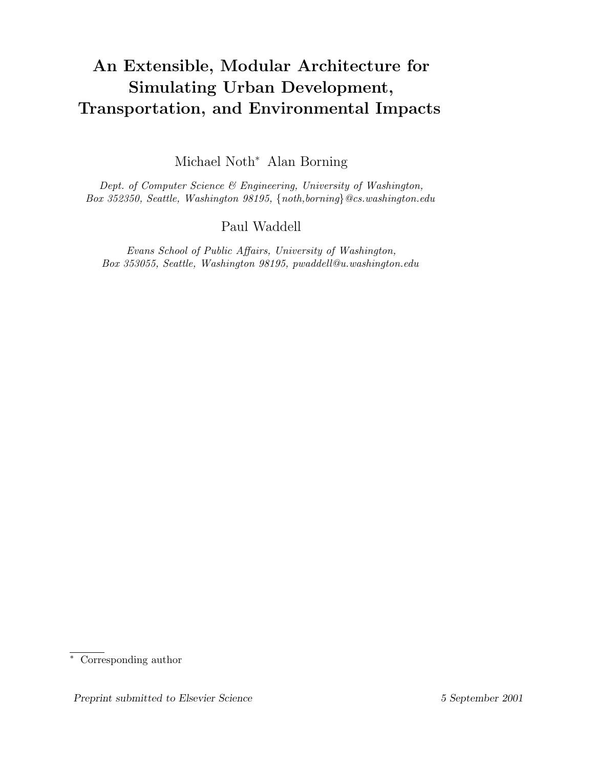# An Extensible, Modular Architecture for Simulating Urban Development, Transportation, and Environmental Impacts

Michael Noth* Alan Borning

*Dept. of Computer Science & Engineering, University of Washington, Box 352350, Seattle, Washington 98195, {noth,borning}@cs.washington.edu*

Paul Waddell

*Evans School of Public Affairs, University of Washington, Box 353055, Seattle, Washington 98195, pwaddell@u.washington.edu*

* Corresponding author

*Preprint submitted to Elsevier Science* *5 September 2001*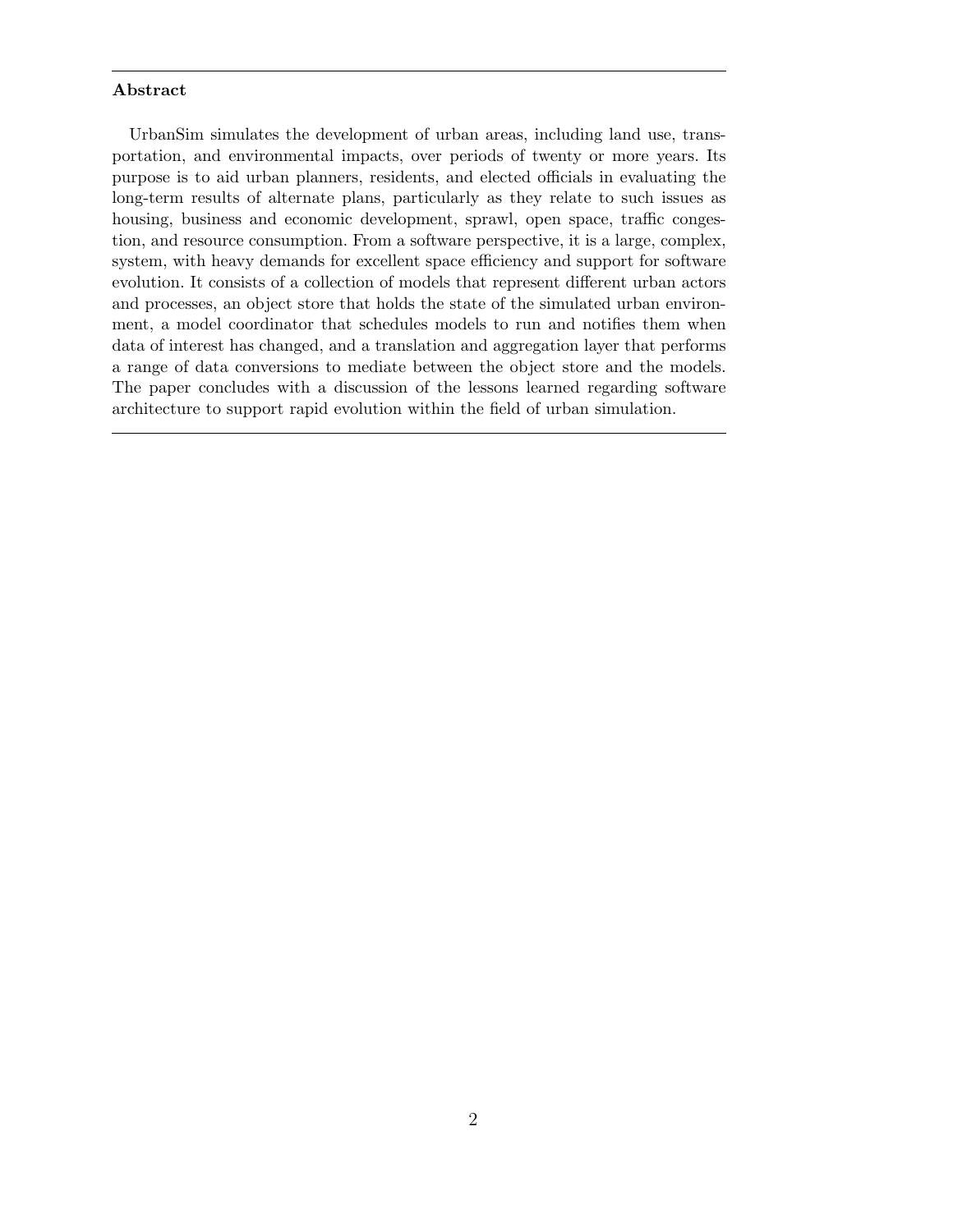**Abstract**

UrbanSim simulates the development of urban areas, including land use, transportation, and environmental impacts, over periods of twenty or more years. Its purpose is to aid urban planners, residents, and elected officials in evaluating the long-term results of alternate plans, particularly as they relate to such issues as housing, business and economic development, sprawl, open space, traffic congestion, and resource consumption. From a software perspective, it is a large, complex, system, with heavy demands for excellent space efficiency and support for software evolution. It consists of a collection of models that represent different urban actors and processes, an object store that holds the state of the simulated urban environment, a model coordinator that schedules models to run and notifies them when data of interest has changed, and a translation and aggregation layer that performs a range of data conversions to mediate between the object store and the models. The paper concludes with a discussion of the lessons learned regarding software architecture to support rapid evolution within the field of urban simulation.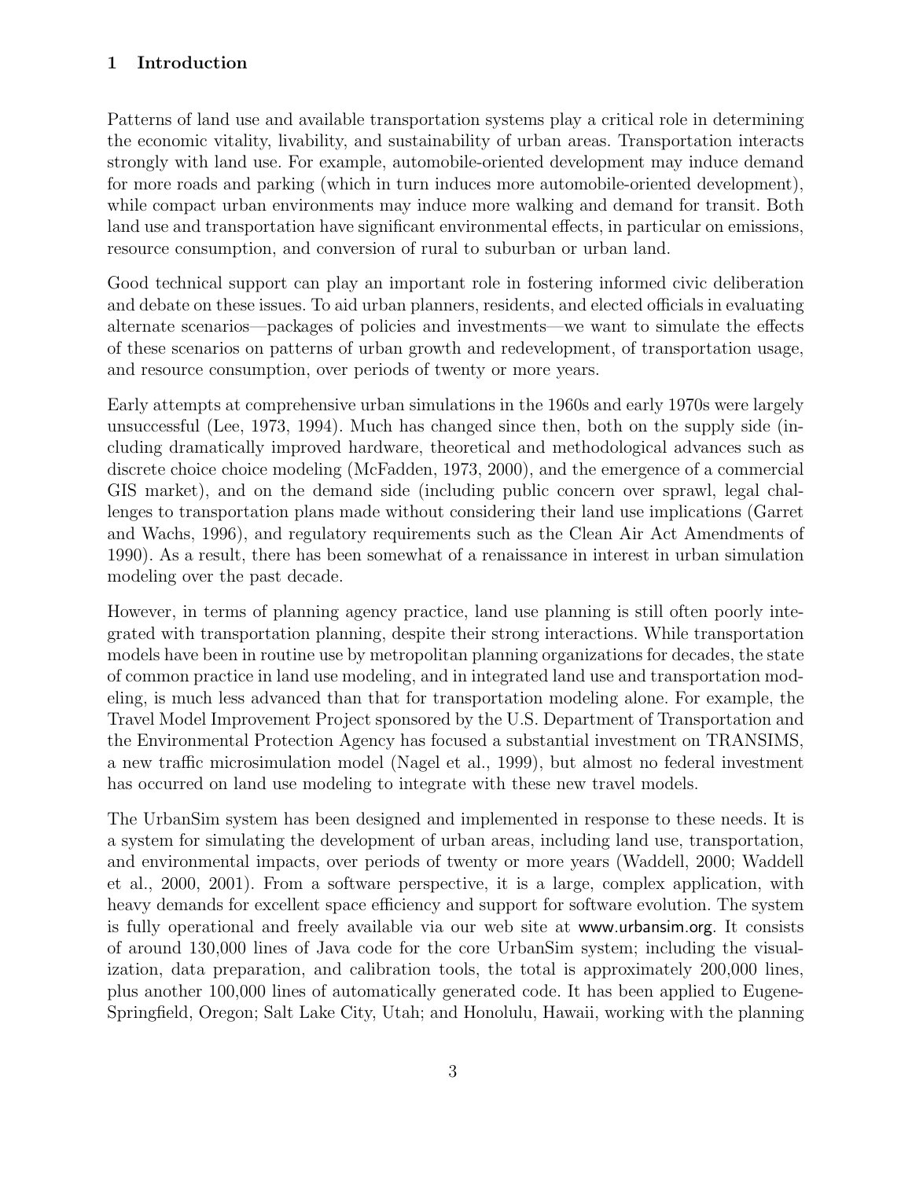## 1 Introduction

Patterns of land use and available transportation systems play a critical role in determining the economic vitality, livability, and sustainability of urban areas. Transportation interacts strongly with land use. For example, automobile-oriented development may induce demand for more roads and parking (which in turn induces more automobile-oriented development), while compact urban environments may induce more walking and demand for transit. Both land use and transportation have significant environmental effects, in particular on emissions, resource consumption, and conversion of rural to suburban or urban land.

Good technical support can play an important role in fostering informed civic deliberation and debate on these issues. To aid urban planners, residents, and elected officials in evaluating alternate scenarios—packages of policies and investments—we want to simulate the effects of these scenarios on patterns of urban growth and redevelopment, of transportation usage, and resource consumption, over periods of twenty or more years.

Early attempts at comprehensive urban simulations in the 1960s and early 1970s were largely unsuccessful (Lee, 1973, 1994). Much has changed since then, both on the supply side (including dramatically improved hardware, theoretical and methodological advances such as discrete choice choice modeling (McFadden, 1973, 2000), and the emergence of a commercial GIS market), and on the demand side (including public concern over sprawl, legal challenges to transportation plans made without considering their land use implications (Garret and Wachs, 1996), and regulatory requirements such as the Clean Air Act Amendments of 1990). As a result, there has been somewhat of a renaissance in interest in urban simulation modeling over the past decade.

However, in terms of planning agency practice, land use planning is still often poorly integrated with transportation planning, despite their strong interactions. While transportation models have been in routine use by metropolitan planning organizations for decades, the state of common practice in land use modeling, and in integrated land use and transportation modeling, is much less advanced than that for transportation modeling alone. For example, the Travel Model Improvement Project sponsored by the U.S. Department of Transportation and the Environmental Protection Agency has focused a substantial investment on TRANSIMS, a new traffic microsimulation model (Nagel et al., 1999), but almost no federal investment has occurred on land use modeling to integrate with these new travel models.

The UrbanSim system has been designed and implemented in response to these needs. It is a system for simulating the development of urban areas, including land use, transportation, and environmental impacts, over periods of twenty or more years (Waddell, 2000; Waddell et al., 2000, 2001). From a software perspective, it is a large, complex application, with heavy demands for excellent space efficiency and support for software evolution. The system is fully operational and freely available via our web site at www.urbansim.org. It consists of around 130,000 lines of Java code for the core UrbanSim system; including the visualization, data preparation, and calibration tools, the total is approximately 200,000 lines, plus another 100,000 lines of automatically generated code. It has been applied to Eugene-Springfield, Oregon; Salt Lake City, Utah; and Honolulu, Hawaii, working with the planning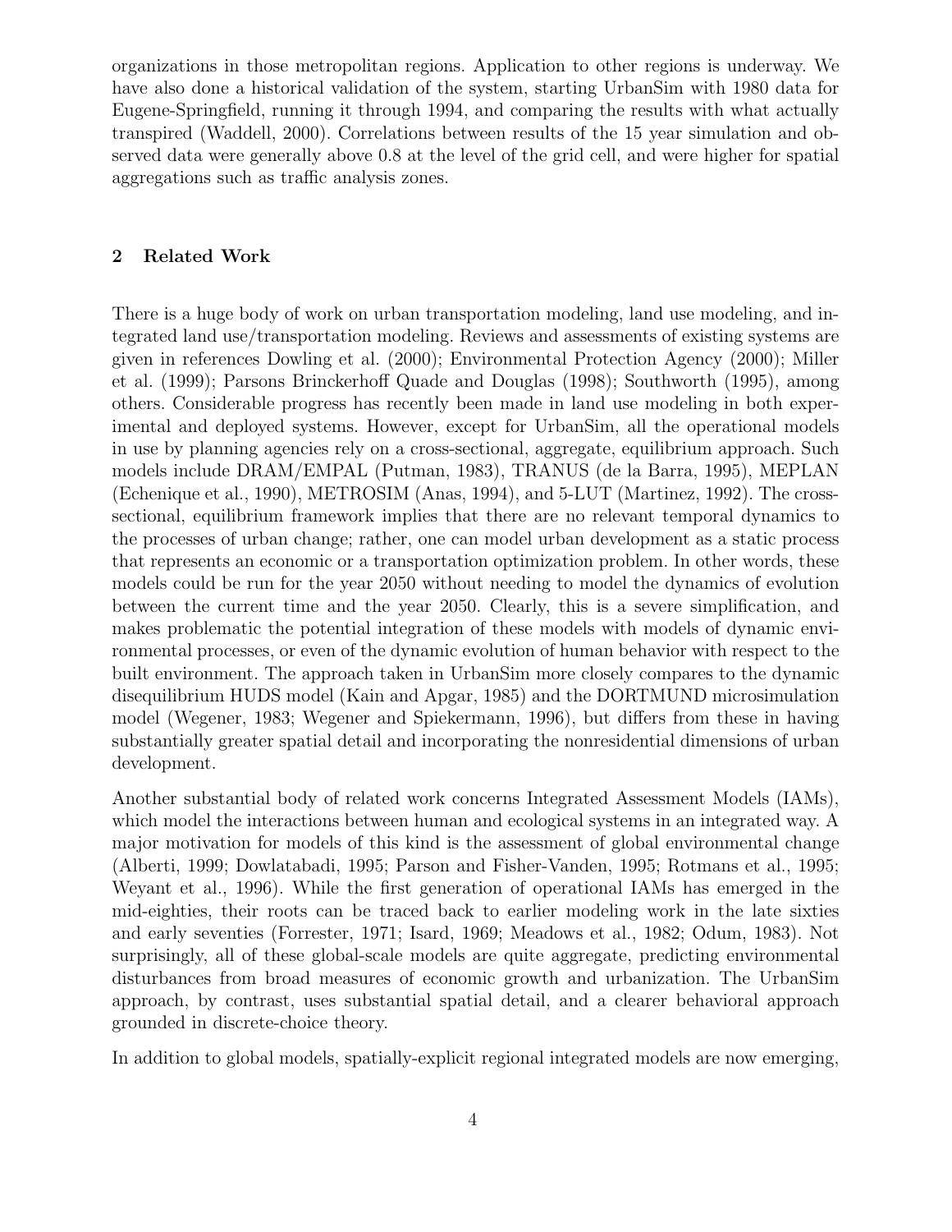organizations in those metropolitan regions. Application to other regions is underway. We have also done a historical validation of the system, starting UrbanSim with 1980 data for Eugene-Springfield, running it through 1994, and comparing the results with what actually transpired (Waddell, 2000). Correlations between results of the 15 year simulation and observed data were generally above 0.8 at the level of the grid cell, and were higher for spatial aggregations such as traffic analysis zones.

## 2 Related Work

There is a huge body of work on urban transportation modeling, land use modeling, and integrated land use/transportation modeling. Reviews and assessments of existing systems are given in references Dowling et al. (2000); Environmental Protection Agency (2000); Miller et al. (1999); Parsons Brinckerhoff Quade and Douglas (1998); Southworth (1995), among others. Considerable progress has recently been made in land use modeling in both experimental and deployed systems. However, except for UrbanSim, all the operational models in use by planning agencies rely on a cross-sectional, aggregate, equilibrium approach. Such models include DRAM/EMPAL (Putman, 1983), TRANUS (de la Barra, 1995), MEPLAN (Echenique et al., 1990), METROSIM (Anas, 1994), and 5-LUT (Martinez, 1992). The cross-sectional, equilibrium framework implies that there are no relevant temporal dynamics to the processes of urban change; rather, one can model urban development as a static process that represents an economic or a transportation optimization problem. In other words, these models could be run for the year 2050 without needing to model the dynamics of evolution between the current time and the year 2050. Clearly, this is a severe simplification, and makes problematic the potential integration of these models with models of dynamic environmental processes, or even of the dynamic evolution of human behavior with respect to the built environment. The approach taken in UrbanSim more closely compares to the dynamic disequilibrium HUDS model (Kain and Apgar, 1985) and the DORTMUND microsimulation model (Wegener, 1983; Wegener and Spiekermann, 1996), but differs from these in having substantially greater spatial detail and incorporating the nonresidential dimensions of urban development.

Another substantial body of related work concerns Integrated Assessment Models (IAMs), which model the interactions between human and ecological systems in an integrated way. A major motivation for models of this kind is the assessment of global environmental change (Alberti, 1999; Dowlatabadi, 1995; Parson and Fisher-Vanden, 1995; Rotmans et al., 1995; Weyant et al., 1996). While the first generation of operational IAMs has emerged in the mid-eighties, their roots can be traced back to earlier modeling work in the late sixties and early seventies (Forrester, 1971; Isard, 1969; Meadows et al., 1982; Odum, 1983). Not surprisingly, all of these global-scale models are quite aggregate, predicting environmental disturbances from broad measures of economic growth and urbanization. The UrbanSim approach, by contrast, uses substantial spatial detail, and a clearer behavioral approach grounded in discrete-choice theory.

In addition to global models, spatially-explicit regional integrated models are now emerging,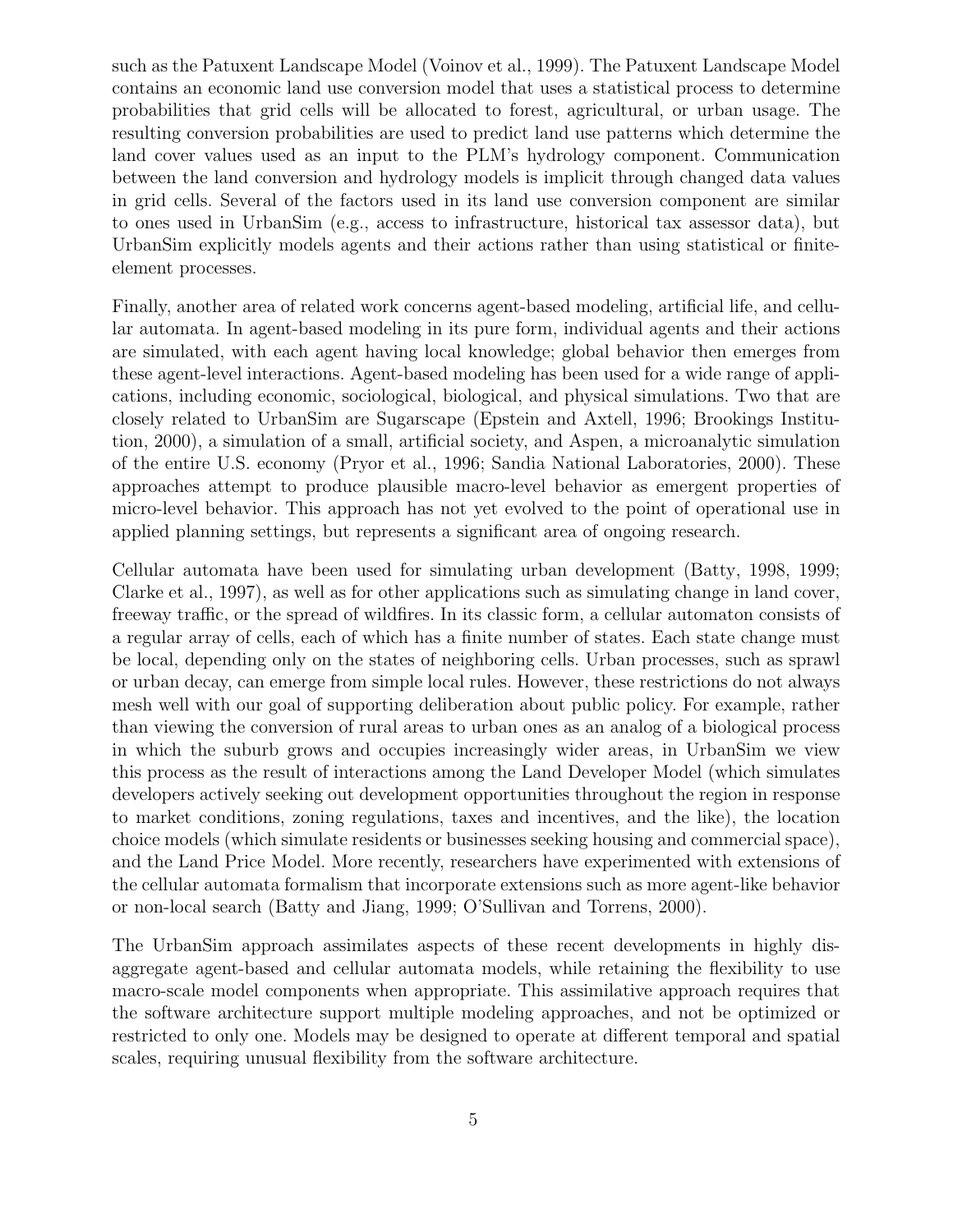such as the Patuxent Landscape Model (Voinov et al., 1999). The Patuxent Landscape Model contains an economic land use conversion model that uses a statistical process to determine probabilities that grid cells will be allocated to forest, agricultural, or urban usage. The resulting conversion probabilities are used to predict land use patterns which determine the land cover values used as an input to the PLM's hydrology component. Communication between the land conversion and hydrology models is implicit through changed data values in grid cells. Several of the factors used in its land use conversion component are similar to ones used in UrbanSim (e.g., access to infrastructure, historical tax assessor data), but UrbanSim explicitly models agents and their actions rather than using statistical or finite-element processes.

Finally, another area of related work concerns agent-based modeling, artificial life, and cellular automata. In agent-based modeling in its pure form, individual agents and their actions are simulated, with each agent having local knowledge; global behavior then emerges from these agent-level interactions. Agent-based modeling has been used for a wide range of applications, including economic, sociological, biological, and physical simulations. Two that are closely related to UrbanSim are Sugarscape (Epstein and Axtell, 1996; Brookings Institution, 2000), a simulation of a small, artificial society, and Aspen, a microanalytic simulation of the entire U.S. economy (Pryor et al., 1996; Sandia National Laboratories, 2000). These approaches attempt to produce plausible macro-level behavior as emergent properties of micro-level behavior. This approach has not yet evolved to the point of operational use in applied planning settings, but represents a significant area of ongoing research.

Cellular automata have been used for simulating urban development (Batty, 1998, 1999; Clarke et al., 1997), as well as for other applications such as simulating change in land cover, freeway traffic, or the spread of wildfires. In its classic form, a cellular automaton consists of a regular array of cells, each of which has a finite number of states. Each state change must be local, depending only on the states of neighboring cells. Urban processes, such as sprawl or urban decay, can emerge from simple local rules. However, these restrictions do not always mesh well with our goal of supporting deliberation about public policy. For example, rather than viewing the conversion of rural areas to urban ones as an analog of a biological process in which the suburb grows and occupies increasingly wider areas, in UrbanSim we view this process as the result of interactions among the Land Developer Model (which simulates developers actively seeking out development opportunities throughout the region in response to market conditions, zoning regulations, taxes and incentives, and the like), the location choice models (which simulate residents or businesses seeking housing and commercial space), and the Land Price Model. More recently, researchers have experimented with extensions of the cellular automata formalism that incorporate extensions such as more agent-like behavior or non-local search (Batty and Jiang, 1999; O'Sullivan and Torrens, 2000).

The UrbanSim approach assimilates aspects of these recent developments in highly disaggregate agent-based and cellular automata models, while retaining the flexibility to use macro-scale model components when appropriate. This assimilative approach requires that the software architecture support multiple modeling approaches, and not be optimized or restricted to only one. Models may be designed to operate at different temporal and spatial scales, requiring unusual flexibility from the software architecture.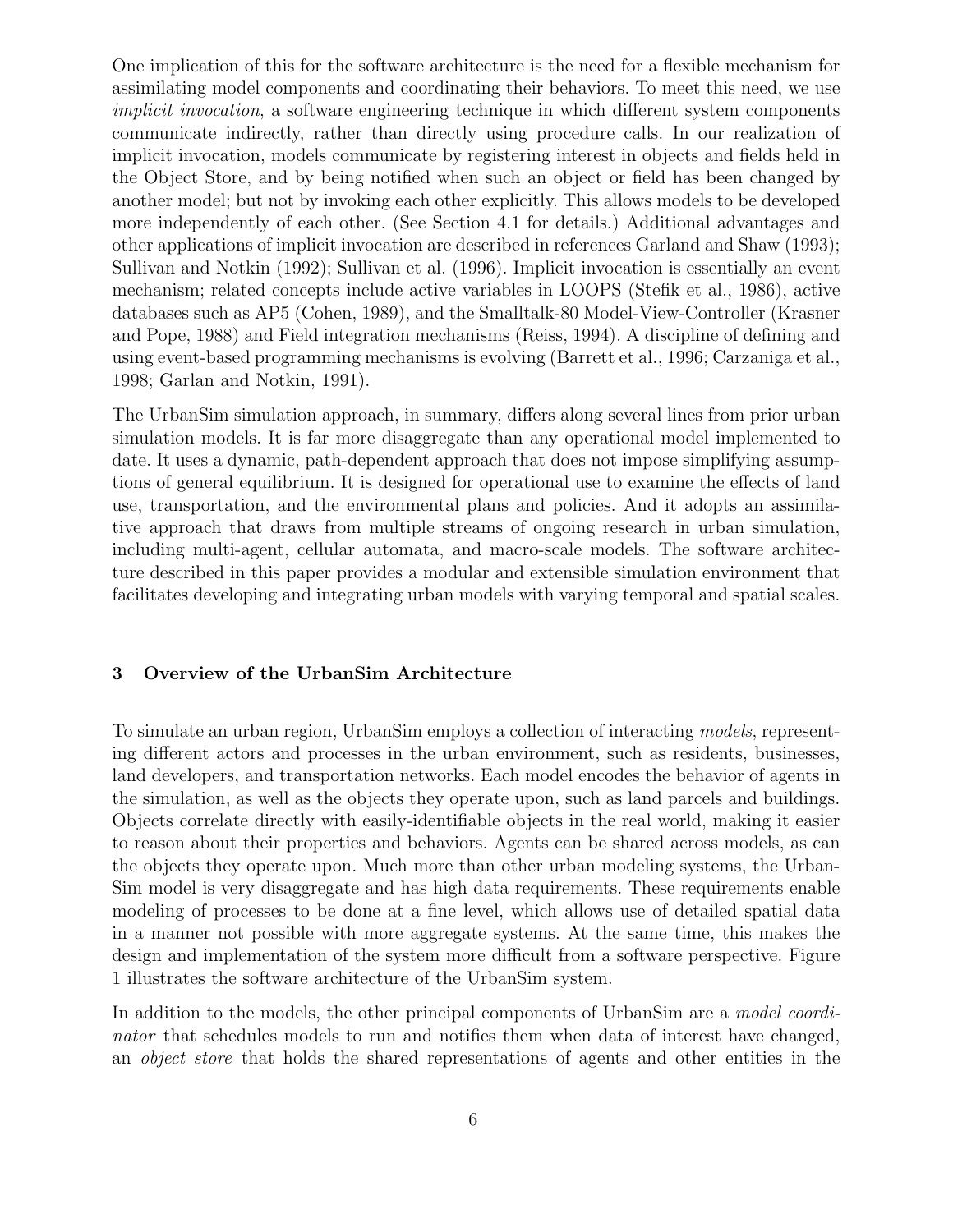One implication of this for the software architecture is the need for a flexible mechanism for assimilating model components and coordinating their behaviors. To meet this need, we use *implicit invocation*, a software engineering technique in which different system components communicate indirectly, rather than directly using procedure calls. In our realization of implicit invocation, models communicate by registering interest in objects and fields held in the Object Store, and by being notified when such an object or field has been changed by another model; but not by invoking each other explicitly. This allows models to be developed more independently of each other. (See Section 4.1 for details.) Additional advantages and other applications of implicit invocation are described in references Garland and Shaw (1993); Sullivan and Notkin (1992); Sullivan et al. (1996). Implicit invocation is essentially an event mechanism; related concepts include active variables in LOOPS (Stefik et al., 1986), active databases such as AP5 (Cohen, 1989), and the Smalltalk-80 Model-View-Controller (Krasner and Pope, 1988) and Field integration mechanisms (Reiss, 1994). A discipline of defining and using event-based programming mechanisms is evolving (Barrett et al., 1996; Carzaniga et al., 1998; Garlan and Notkin, 1991).

The UrbanSim simulation approach, in summary, differs along several lines from prior urban simulation models. It is far more disaggregate than any operational model implemented to date. It uses a dynamic, path-dependent approach that does not impose simplifying assumptions of general equilibrium. It is designed for operational use to examine the effects of land use, transportation, and the environmental plans and policies. And it adopts an assimilative approach that draws from multiple streams of ongoing research in urban simulation, including multi-agent, cellular automata, and macro-scale models. The software architecture described in this paper provides a modular and extensible simulation environment that facilitates developing and integrating urban models with varying temporal and spatial scales.

## 3 Overview of the UrbanSim Architecture

To simulate an urban region, UrbanSim employs a collection of interacting *models*, representing different actors and processes in the urban environment, such as residents, businesses, land developers, and transportation networks. Each model encodes the behavior of agents in the simulation, as well as the objects they operate upon, such as land parcels and buildings. Objects correlate directly with easily-identifiable objects in the real world, making it easier to reason about their properties and behaviors. Agents can be shared across models, as can the objects they operate upon. Much more than other urban modeling systems, the UrbanSim model is very disaggregate and has high data requirements. These requirements enable modeling of processes to be done at a fine level, which allows use of detailed spatial data in a manner not possible with more aggregate systems. At the same time, this makes the design and implementation of the system more difficult from a software perspective. Figure 1 illustrates the software architecture of the UrbanSim system.

In addition to the models, the other principal components of UrbanSim are a *model coordinator* that schedules models to run and notifies them when data of interest have changed, an *object store* that holds the shared representations of agents and other entities in the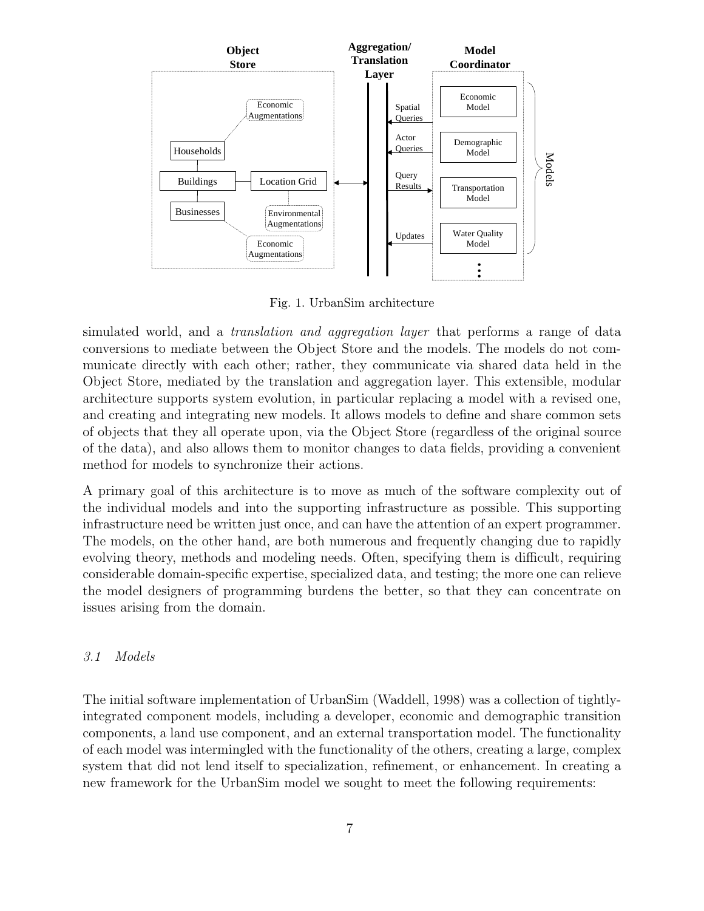Fig. 1. UrbanSim architecture

simulated world, and a *translation and aggregation layer* that performs a range of data conversions to mediate between the Object Store and the models. The models do not communicate directly with each other; rather, they communicate via shared data held in the Object Store, mediated by the translation and aggregation layer. This extensible, modular architecture supports system evolution, in particular replacing a model with a revised one, and creating and integrating new models. It allows models to define and share common sets of objects that they all operate upon, via the Object Store (regardless of the original source of the data), and also allows them to monitor changes to data fields, providing a convenient method for models to synchronize their actions.

A primary goal of this architecture is to move as much of the software complexity out of the individual models and into the supporting infrastructure as possible. This supporting infrastructure need be written just once, and can have the attention of an expert programmer. The models, on the other hand, are both numerous and frequently changing due to rapidly evolving theory, methods and modeling needs. Often, specifying them is difficult, requiring considerable domain-specific expertise, specialized data, and testing; the more one can relieve the model designers of programming burdens the better, so that they can concentrate on issues arising from the domain.

### *3.1 Models*

The initial software implementation of UrbanSim (Waddell, 1998) was a collection of tightly-integrated component models, including a developer, economic and demographic transition components, a land use component, and an external transportation model. The functionality of each model was intermingled with the functionality of the others, creating a large, complex system that did not lend itself to specialization, refinement, or enhancement. In creating a new framework for the UrbanSim model we sought to meet the following requirements: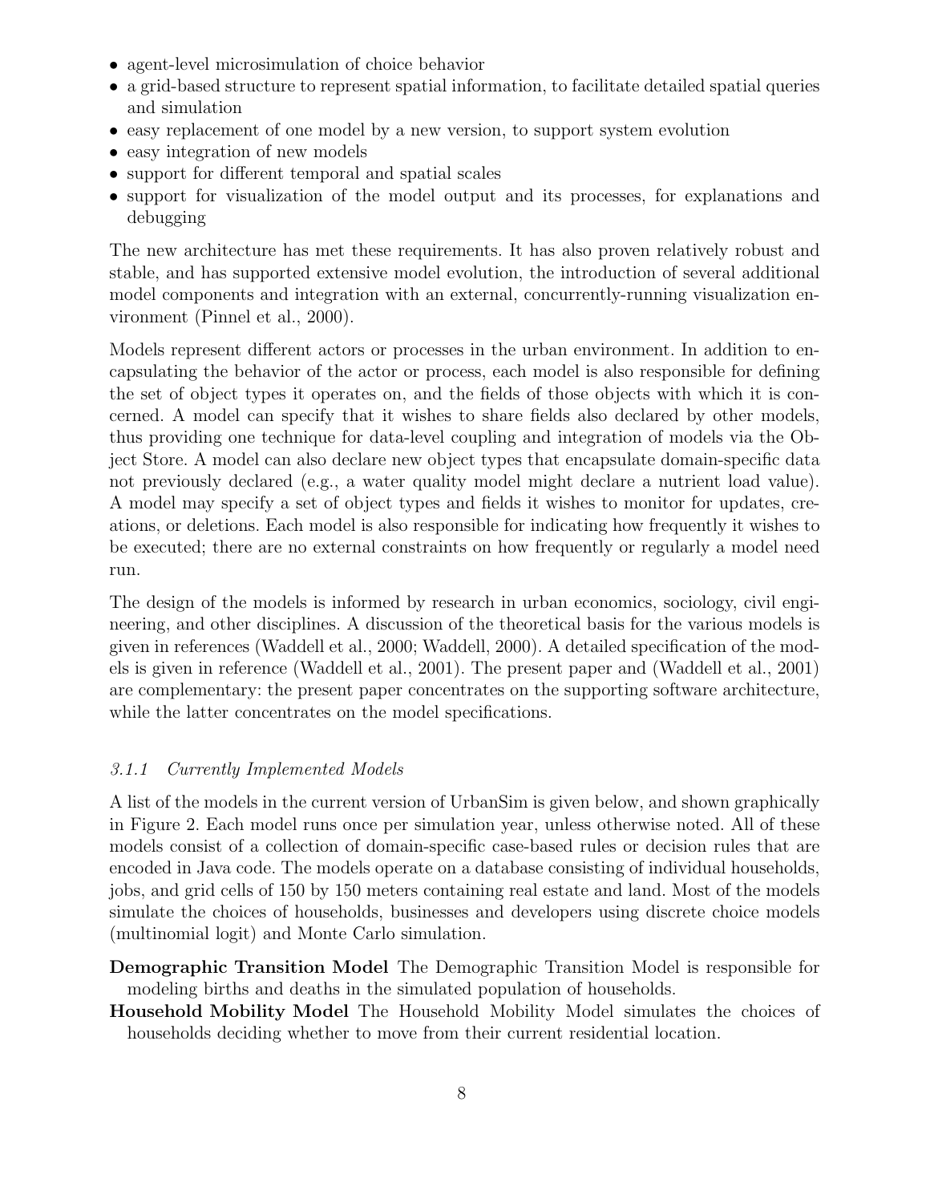- agent-level microsimulation of choice behavior
- a grid-based structure to represent spatial information, to facilitate detailed spatial queries and simulation
- easy replacement of one model by a new version, to support system evolution
- easy integration of new models
- support for different temporal and spatial scales
- support for visualization of the model output and its processes, for explanations and debugging

The new architecture has met these requirements. It has also proven relatively robust and stable, and has supported extensive model evolution, the introduction of several additional model components and integration with an external, concurrently-running visualization environment (Pinnel et al., 2000).

Models represent different actors or processes in the urban environment. In addition to encapsulating the behavior of the actor or process, each model is also responsible for defining the set of object types it operates on, and the fields of those objects with which it is concerned. A model can specify that it wishes to share fields also declared by other models, thus providing one technique for data-level coupling and integration of models via the Object Store. A model can also declare new object types that encapsulate domain-specific data not previously declared (e.g., a water quality model might declare a nutrient load value). A model may specify a set of object types and fields it wishes to monitor for updates, creations, or deletions. Each model is also responsible for indicating how frequently it wishes to be executed; there are no external constraints on how frequently or regularly a model need run.

The design of the models is informed by research in urban economics, sociology, civil engineering, and other disciplines. A discussion of the theoretical basis for the various models is given in references (Waddell et al., 2000; Waddell, 2000). A detailed specification of the models is given in reference (Waddell et al., 2001). The present paper and (Waddell et al., 2001) are complementary: the present paper concentrates on the supporting software architecture, while the latter concentrates on the model specifications.

#### *3.1.1 Currently Implemented Models*

A list of the models in the current version of UrbanSim is given below, and shown graphically in Figure 2. Each model runs once per simulation year, unless otherwise noted. All of these models consist of a collection of domain-specific case-based rules or decision rules that are encoded in Java code. The models operate on a database consisting of individual households, jobs, and grid cells of 150 by 150 meters containing real estate and land. Most of the models simulate the choices of households, businesses and developers using discrete choice models (multinomial logit) and Monte Carlo simulation.

**Demographic Transition Model** The Demographic Transition Model is responsible for modeling births and deaths in the simulated population of households.

**Household Mobility Model** The Household Mobility Model simulates the choices of households deciding whether to move from their current residential location.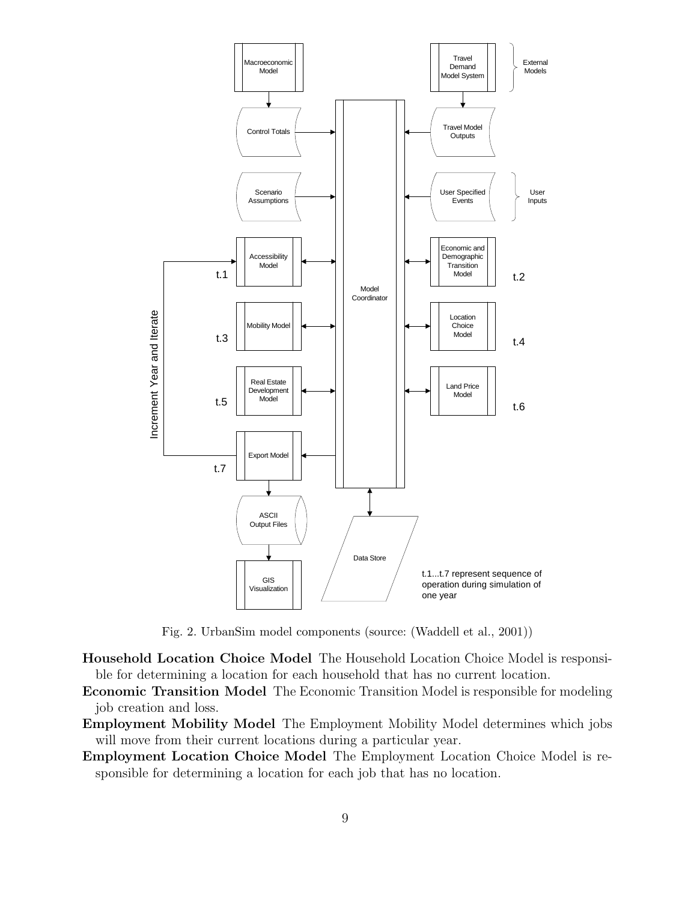Fig. 2. UrbanSim model components (source: (Waddell et al., 2001))

**Household Location Choice Model** The Household Location Choice Model is responsible for determining a location for each household that has no current location.

**Economic Transition Model** The Economic Transition Model is responsible for modeling job creation and loss.

**Employment Mobility Model** The Employment Mobility Model determines which jobs will move from their current locations during a particular year.

**Employment Location Choice Model** The Employment Location Choice Model is responsible for determining a location for each job that has no location.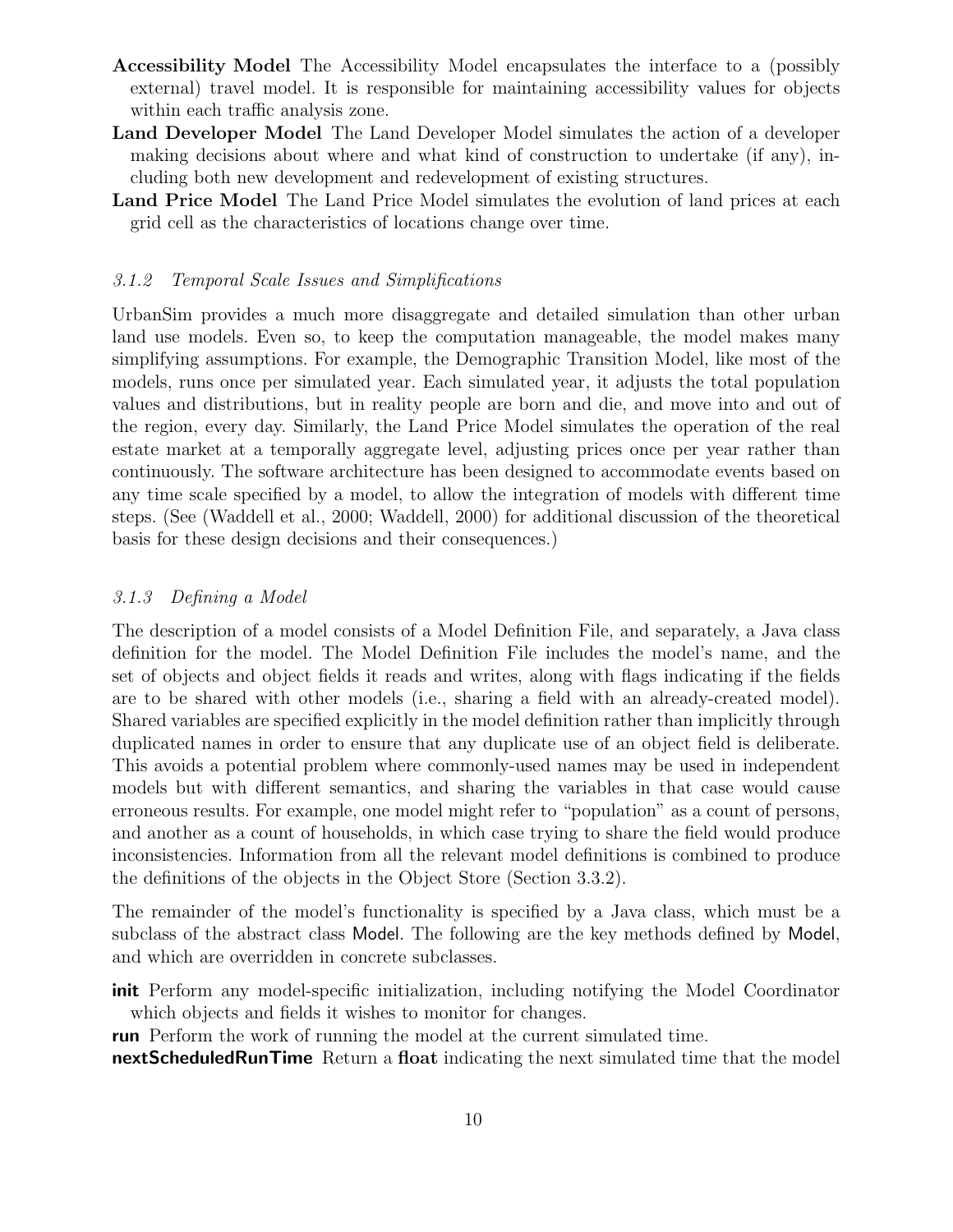**Accessibility Model** The Accessibility Model encapsulates the interface to a (possibly external) travel model. It is responsible for maintaining accessibility values for objects within each traffic analysis zone.

**Land Developer Model** The Land Developer Model simulates the action of a developer making decisions about where and what kind of construction to undertake (if any), including both new development and redevelopment of existing structures.

**Land Price Model** The Land Price Model simulates the evolution of land prices at each grid cell as the characteristics of locations change over time.

### *3.1.2 Temporal Scale Issues and Simplifications*

UrbanSim provides a much more disaggregate and detailed simulation than other urban land use models. Even so, to keep the computation manageable, the model makes many simplifying assumptions. For example, the Demographic Transition Model, like most of the models, runs once per simulated year. Each simulated year, it adjusts the total population values and distributions, but in reality people are born and die, and move into and out of the region, every day. Similarly, the Land Price Model simulates the operation of the real estate market at a temporally aggregate level, adjusting prices once per year rather than continuously. The software architecture has been designed to accommodate events based on any time scale specified by a model, to allow the integration of models with different time steps. (See (Waddell et al., 2000; Waddell, 2000) for additional discussion of the theoretical basis for these design decisions and their consequences.)

### *3.1.3 Defining a Model*

The description of a model consists of a Model Definition File, and separately, a Java class definition for the model. The Model Definition File includes the model's name, and the set of objects and object fields it reads and writes, along with flags indicating if the fields are to be shared with other models (i.e., sharing a field with an already-created model). Shared variables are specified explicitly in the model definition rather than implicitly through duplicated names in order to ensure that any duplicate use of an object field is deliberate. This avoids a potential problem where commonly-used names may be used in independent models but with different semantics, and sharing the variables in that case would cause erroneous results. For example, one model might refer to "population" as a count of persons, and another as a count of households, in which case trying to share the field would produce inconsistencies. Information from all the relevant model definitions is combined to produce the definitions of the objects in the Object Store (Section 3.3.2).

The remainder of the model's functionality is specified by a Java class, which must be a subclass of the abstract class Model. The following are the key methods defined by Model, and which are overridden in concrete subclasses.

**init** Perform any model-specific initialization, including notifying the Model Coordinator which objects and fields it wishes to monitor for changes.

**run** Perform the work of running the model at the current simulated time.

**nextScheduledRunTime** Return a **float** indicating the next simulated time that the model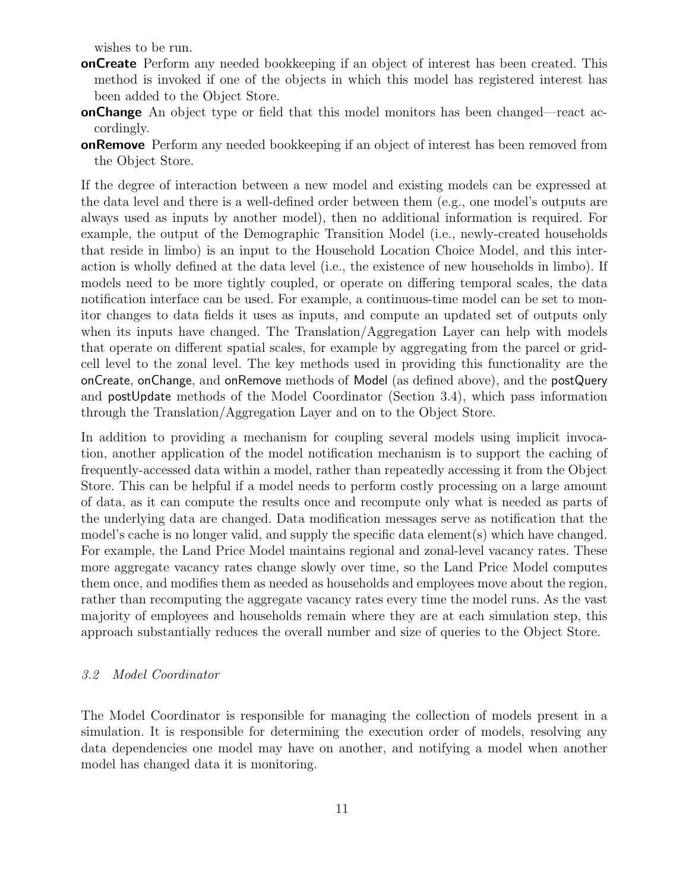wishes to be run.

**onCreate** Perform any needed bookkeeping if an object of interest has been created. This method is invoked if one of the objects in which this model has registered interest has been added to the Object Store.

**onChange** An object type or field that this model monitors has been changed—react accordingly.

**onRemove** Perform any needed bookkeeping if an object of interest has been removed from the Object Store.

If the degree of interaction between a new model and existing models can be expressed at the data level and there is a well-defined order between them (e.g., one model's outputs are always used as inputs by another model), then no additional information is required. For example, the output of the Demographic Transition Model (i.e., newly-created households that reside in limbo) is an input to the Household Location Choice Model, and this interaction is wholly defined at the data level (i.e., the existence of new households in limbo). If models need to be more tightly coupled, or operate on differing temporal scales, the data notification interface can be used. For example, a continuous-time model can be set to monitor changes to data fields it uses as inputs, and compute an updated set of outputs only when its inputs have changed. The Translation/Aggregation Layer can help with models that operate on different spatial scales, for example by aggregating from the parcel or grid-cell level to the zonal level. The key methods used in providing this functionality are the onCreate, onChange, and onRemove methods of Model (as defined above), and the postQuery and postUpdate methods of the Model Coordinator (Section 3.4), which pass information through the Translation/Aggregation Layer and on to the Object Store.

In addition to providing a mechanism for coupling several models using implicit invocation, another application of the model notification mechanism is to support the caching of frequently-accessed data within a model, rather than repeatedly accessing it from the Object Store. This can be helpful if a model needs to perform costly processing on a large amount of data, as it can compute the results once and recompute only what is needed as parts of the underlying data are changed. Data modification messages serve as notification that the model's cache is no longer valid, and supply the specific data element(s) which have changed. For example, the Land Price Model maintains regional and zonal-level vacancy rates. These more aggregate vacancy rates change slowly over time, so the Land Price Model computes them once, and modifies them as needed as households and employees move about the region, rather than recomputing the aggregate vacancy rates every time the model runs. As the vast majority of employees and households remain where they are at each simulation step, this approach substantially reduces the overall number and size of queries to the Object Store.

### *3.2 Model Coordinator*

The Model Coordinator is responsible for managing the collection of models present in a simulation. It is responsible for determining the execution order of models, resolving any data dependencies one model may have on another, and notifying a model when another model has changed data it is monitoring.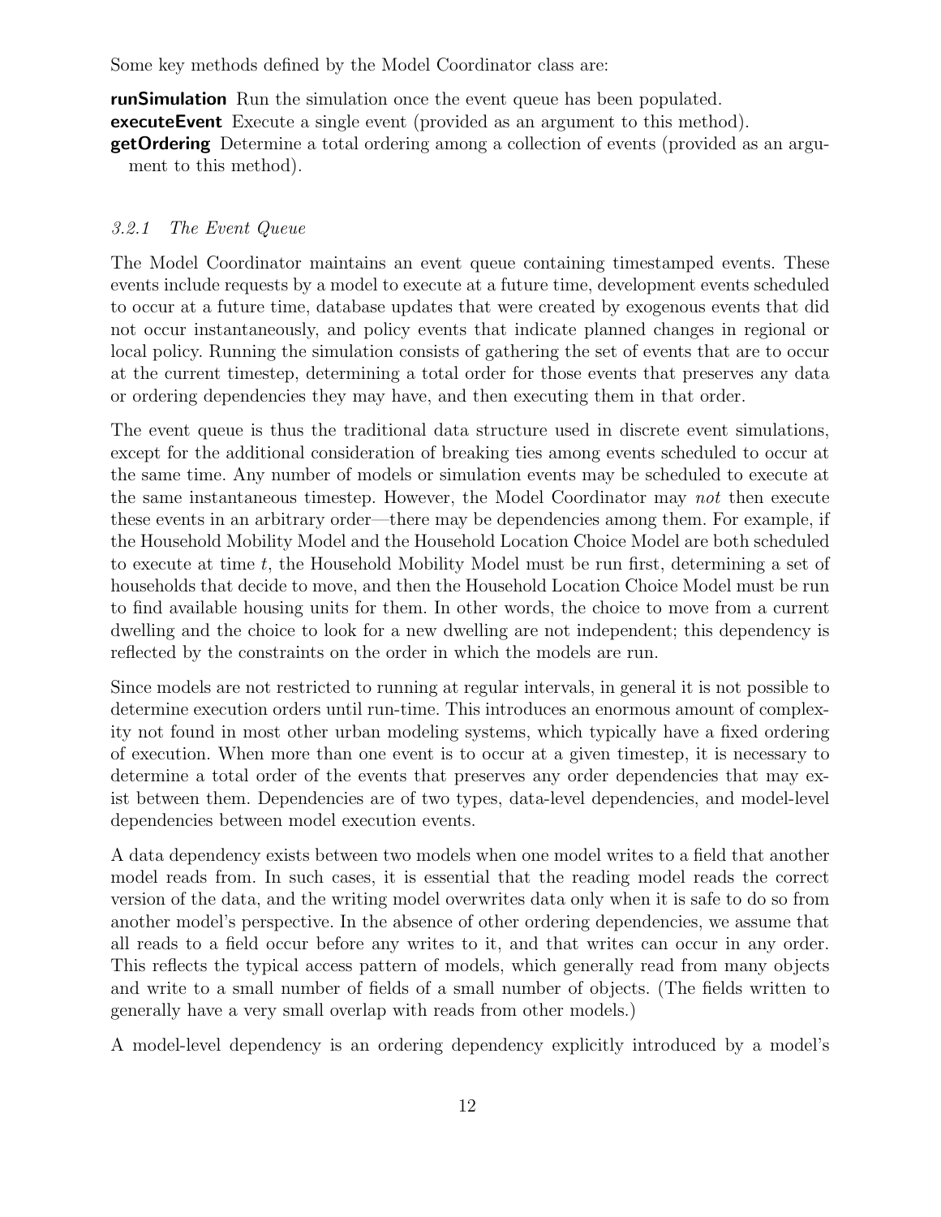Some key methods defined by the Model Coordinator class are:

**runSimulation** Run the simulation once the event queue has been populated.
**executeEvent** Execute a single event (provided as an argument to this method).
**getOrdering** Determine a total ordering among a collection of events (provided as an argument to this method).

### *3.2.1 The Event Queue*

The Model Coordinator maintains an event queue containing timestamped events. These events include requests by a model to execute at a future time, development events scheduled to occur at a future time, database updates that were created by exogenous events that did not occur instantaneously, and policy events that indicate planned changes in regional or local policy. Running the simulation consists of gathering the set of events that are to occur at the current timestep, determining a total order for those events that preserves any data or ordering dependencies they may have, and then executing them in that order.

The event queue is thus the traditional data structure used in discrete event simulations, except for the additional consideration of breaking ties among events scheduled to occur at the same time. Any number of models or simulation events may be scheduled to execute at the same instantaneous timestep. However, the Model Coordinator may *not* then execute these events in an arbitrary order—there may be dependencies among them. For example, if the Household Mobility Model and the Household Location Choice Model are both scheduled to execute at time $t$, the Household Mobility Model must be run first, determining a set of households that decide to move, and then the Household Location Choice Model must be run to find available housing units for them. In other words, the choice to move from a current dwelling and the choice to look for a new dwelling are not independent; this dependency is reflected by the constraints on the order in which the models are run.

Since models are not restricted to running at regular intervals, in general it is not possible to determine execution orders until run-time. This introduces an enormous amount of complexity not found in most other urban modeling systems, which typically have a fixed ordering of execution. When more than one event is to occur at a given timestep, it is necessary to determine a total order of the events that preserves any order dependencies that may exist between them. Dependencies are of two types, data-level dependencies, and model-level dependencies between model execution events.

A data dependency exists between two models when one model writes to a field that another model reads from. In such cases, it is essential that the reading model reads the correct version of the data, and the writing model overwrites data only when it is safe to do so from another model's perspective. In the absence of other ordering dependencies, we assume that all reads to a field occur before any writes to it, and that writes can occur in any order. This reflects the typical access pattern of models, which generally read from many objects and write to a small number of fields of a small number of objects. (The fields written to generally have a very small overlap with reads from other models.)

A model-level dependency is an ordering dependency explicitly introduced by a model's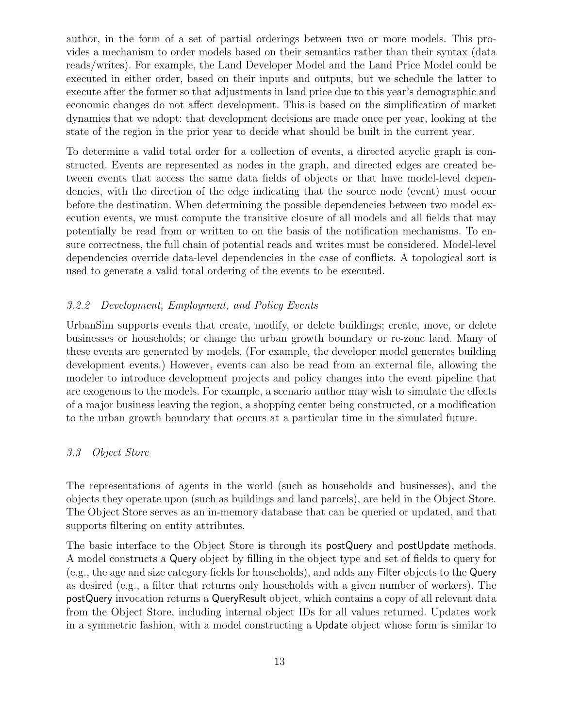author, in the form of a set of partial orderings between two or more models. This provides a mechanism to order models based on their semantics rather than their syntax (data reads/writes). For example, the Land Developer Model and the Land Price Model could be executed in either order, based on their inputs and outputs, but we schedule the latter to execute after the former so that adjustments in land price due to this year's demographic and economic changes do not affect development. This is based on the simplification of market dynamics that we adopt: that development decisions are made once per year, looking at the state of the region in the prior year to decide what should be built in the current year.

To determine a valid total order for a collection of events, a directed acyclic graph is constructed. Events are represented as nodes in the graph, and directed edges are created between events that access the same data fields of objects or that have model-level dependencies, with the direction of the edge indicating that the source node (event) must occur before the destination. When determining the possible dependencies between two model execution events, we must compute the transitive closure of all models and all fields that may potentially be read from or written to on the basis of the notification mechanisms. To ensure correctness, the full chain of potential reads and writes must be considered. Model-level dependencies override data-level dependencies in the case of conflicts. A topological sort is used to generate a valid total ordering of the events to be executed.

### *3.2.2 Development, Employment, and Policy Events*

UrbanSim supports events that create, modify, or delete buildings; create, move, or delete businesses or households; or change the urban growth boundary or re-zone land. Many of these events are generated by models. (For example, the developer model generates building development events.) However, events can also be read from an external file, allowing the modeler to introduce development projects and policy changes into the event pipeline that are exogenous to the models. For example, a scenario author may wish to simulate the effects of a major business leaving the region, a shopping center being constructed, or a modification to the urban growth boundary that occurs at a particular time in the simulated future.

## *3.3 Object Store*

The representations of agents in the world (such as households and businesses), and the objects they operate upon (such as buildings and land parcels), are held in the Object Store. The Object Store serves as an in-memory database that can be queried or updated, and that supports filtering on entity attributes.

The basic interface to the Object Store is through its postQuery and postUpdate methods. A model constructs a Query object by filling in the object type and set of fields to query for (e.g., the age and size category fields for households), and adds any Filter objects to the Query as desired (e.g., a filter that returns only households with a given number of workers). The postQuery invocation returns a QueryResult object, which contains a copy of all relevant data from the Object Store, including internal object IDs for all values returned. Updates work in a symmetric fashion, with a model constructing a Update object whose form is similar to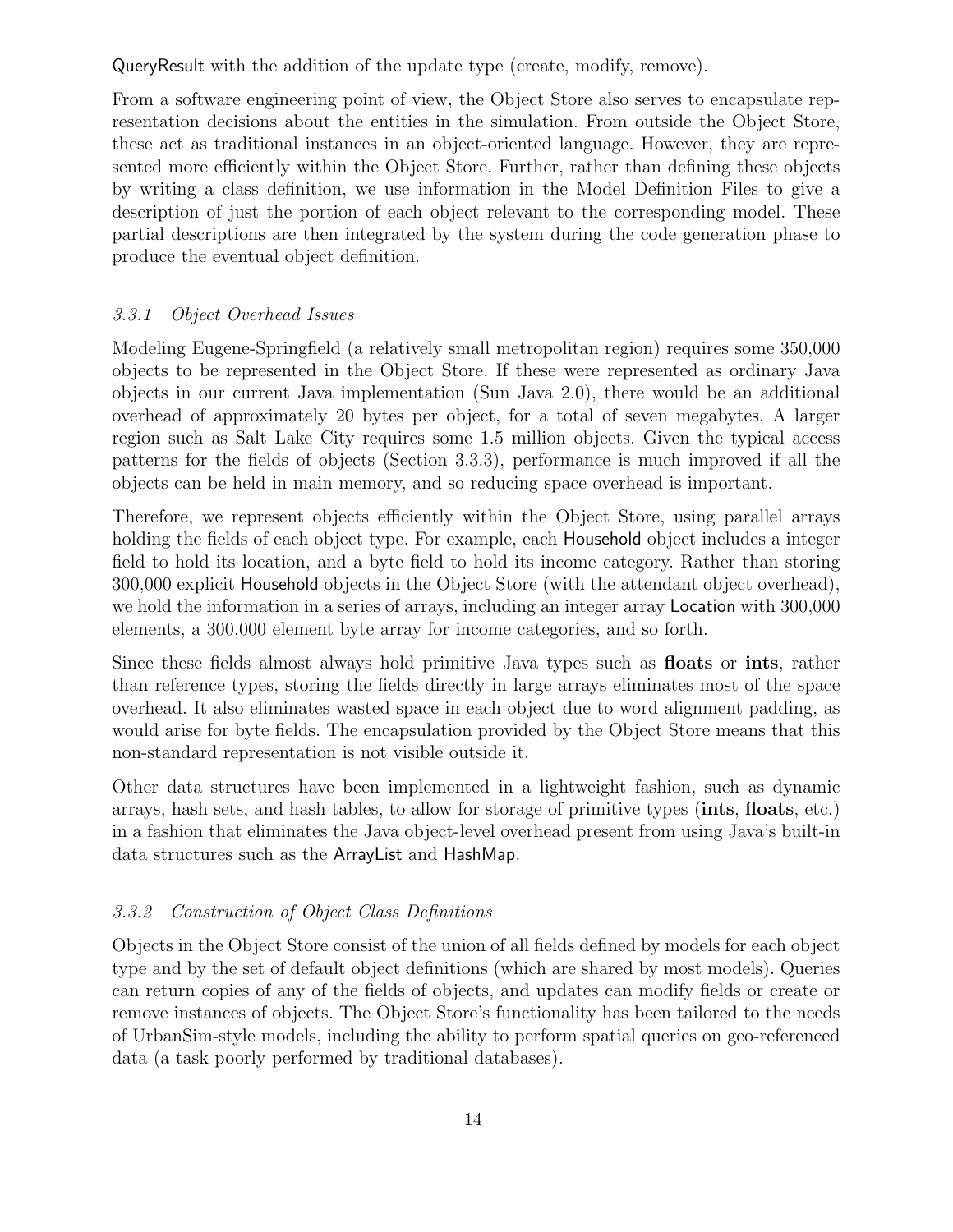QueryResult with the addition of the update type (create, modify, remove).

From a software engineering point of view, the Object Store also serves to encapsulate representation decisions about the entities in the simulation. From outside the Object Store, these act as traditional instances in an object-oriented language. However, they are represented more efficiently within the Object Store. Further, rather than defining these objects by writing a class definition, we use information in the Model Definition Files to give a description of just the portion of each object relevant to the corresponding model. These partial descriptions are then integrated by the system during the code generation phase to produce the eventual object definition.

### *3.3.1 Object Overhead Issues*

Modeling Eugene-Springfield (a relatively small metropolitan region) requires some 350,000 objects to be represented in the Object Store. If these were represented as ordinary Java objects in our current Java implementation (Sun Java 2.0), there would be an additional overhead of approximately 20 bytes per object, for a total of seven megabytes. A larger region such as Salt Lake City requires some 1.5 million objects. Given the typical access patterns for the fields of objects (Section 3.3.3), performance is much improved if all the objects can be held in main memory, and so reducing space overhead is important.

Therefore, we represent objects efficiently within the Object Store, using parallel arrays holding the fields of each object type. For example, each Household object includes a integer field to hold its location, and a byte field to hold its income category. Rather than storing 300,000 explicit Household objects in the Object Store (with the attendant object overhead), we hold the information in a series of arrays, including an integer array Location with 300,000 elements, a 300,000 element byte array for income categories, and so forth.

Since these fields almost always hold primitive Java types such as **floats** or **ints**, rather than reference types, storing the fields directly in large arrays eliminates most of the space overhead. It also eliminates wasted space in each object due to word alignment padding, as would arise for byte fields. The encapsulation provided by the Object Store means that this non-standard representation is not visible outside it.

Other data structures have been implemented in a lightweight fashion, such as dynamic arrays, hash sets, and hash tables, to allow for storage of primitive types (**ints**, **floats**, etc.) in a fashion that eliminates the Java object-level overhead present from using Java's built-in data structures such as the ArrayList and HashMap.

### *3.3.2 Construction of Object Class Definitions*

Objects in the Object Store consist of the union of all fields defined by models for each object type and by the set of default object definitions (which are shared by most models). Queries can return copies of any of the fields of objects, and updates can modify fields or create or remove instances of objects. The Object Store's functionality has been tailored to the needs of UrbanSim-style models, including the ability to perform spatial queries on geo-referenced data (a task poorly performed by traditional databases).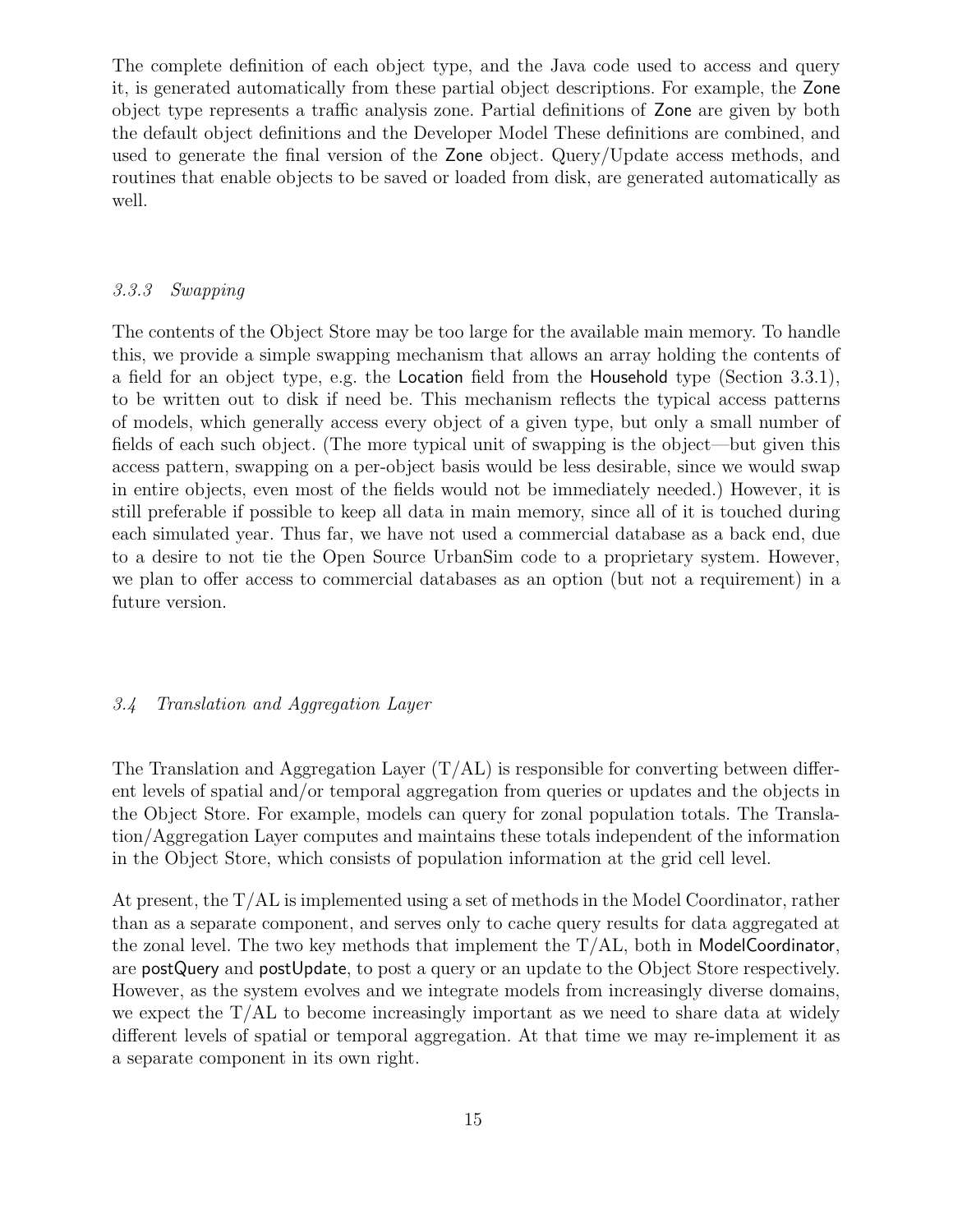The complete definition of each object type, and the Java code used to access and query it, is generated automatically from these partial object descriptions. For example, the Zone object type represents a traffic analysis zone. Partial definitions of Zone are given by both the default object definitions and the Developer Model These definitions are combined, and used to generate the final version of the Zone object. Query/Update access methods, and routines that enable objects to be saved or loaded from disk, are generated automatically as well.

### *3.3.3 Swapping*

The contents of the Object Store may be too large for the available main memory. To handle this, we provide a simple swapping mechanism that allows an array holding the contents of a field for an object type, e.g. the Location field from the Household type (Section 3.3.1), to be written out to disk if need be. This mechanism reflects the typical access patterns of models, which generally access every object of a given type, but only a small number of fields of each such object. (The more typical unit of swapping is the object—but given this access pattern, swapping on a per-object basis would be less desirable, since we would swap in entire objects, even most of the fields would not be immediately needed.) However, it is still preferable if possible to keep all data in main memory, since all of it is touched during each simulated year. Thus far, we have not used a commercial database as a back end, due to a desire to not tie the Open Source UrbanSim code to a proprietary system. However, we plan to offer access to commercial databases as an option (but not a requirement) in a future version.

## *3.4 Translation and Aggregation Layer*

The Translation and Aggregation Layer (T/AL) is responsible for converting between different levels of spatial and/or temporal aggregation from queries or updates and the objects in the Object Store. For example, models can query for zonal population totals. The Translation/Aggregation Layer computes and maintains these totals independent of the information in the Object Store, which consists of population information at the grid cell level.

At present, the T/AL is implemented using a set of methods in the Model Coordinator, rather than as a separate component, and serves only to cache query results for data aggregated at the zonal level. The two key methods that implement the T/AL, both in ModelCoordinator, are postQuery and postUpdate, to post a query or an update to the Object Store respectively. However, as the system evolves and we integrate models from increasingly diverse domains, we expect the T/AL to become increasingly important as we need to share data at widely different levels of spatial or temporal aggregation. At that time we may re-implement it as a separate component in its own right.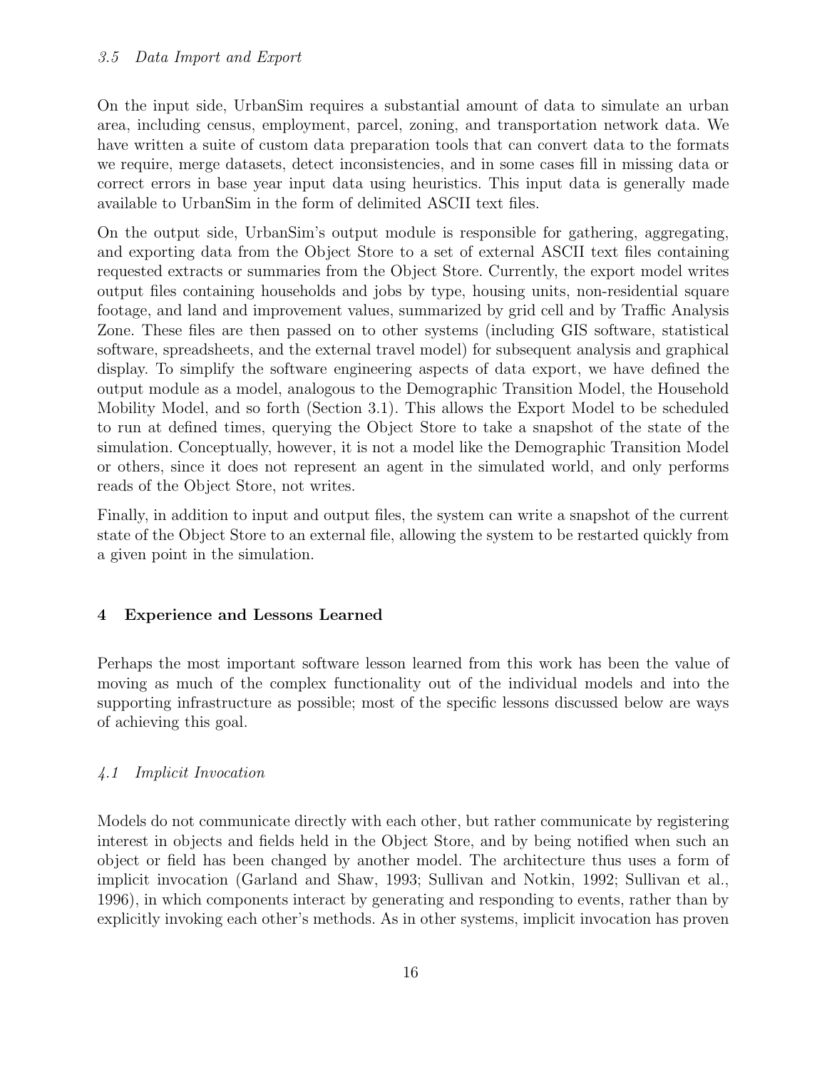### 3.5 Data Import and Export

On the input side, UrbanSim requires a substantial amount of data to simulate an urban area, including census, employment, parcel, zoning, and transportation network data. We have written a suite of custom data preparation tools that can convert data to the formats we require, merge datasets, detect inconsistencies, and in some cases fill in missing data or correct errors in base year input data using heuristics. This input data is generally made available to UrbanSim in the form of delimited ASCII text files.

On the output side, UrbanSim's output module is responsible for gathering, aggregating, and exporting data from the Object Store to a set of external ASCII text files containing requested extracts or summaries from the Object Store. Currently, the export model writes output files containing households and jobs by type, housing units, non-residential square footage, and land and improvement values, summarized by grid cell and by Traffic Analysis Zone. These files are then passed on to other systems (including GIS software, statistical software, spreadsheets, and the external travel model) for subsequent analysis and graphical display. To simplify the software engineering aspects of data export, we have defined the output module as a model, analogous to the Demographic Transition Model, the Household Mobility Model, and so forth (Section 3.1). This allows the Export Model to be scheduled to run at defined times, querying the Object Store to take a snapshot of the state of the simulation. Conceptually, however, it is not a model like the Demographic Transition Model or others, since it does not represent an agent in the simulated world, and only performs reads of the Object Store, not writes.

Finally, in addition to input and output files, the system can write a snapshot of the current state of the Object Store to an external file, allowing the system to be restarted quickly from a given point in the simulation.

## 4 Experience and Lessons Learned

Perhaps the most important software lesson learned from this work has been the value of moving as much of the complex functionality out of the individual models and into the supporting infrastructure as possible; most of the specific lessons discussed below are ways of achieving this goal.

### 4.1 Implicit Invocation

Models do not communicate directly with each other, but rather communicate by registering interest in objects and fields held in the Object Store, and by being notified when such an object or field has been changed by another model. The architecture thus uses a form of implicit invocation (Garland and Shaw, 1993; Sullivan and Notkin, 1992; Sullivan et al., 1996), in which components interact by generating and responding to events, rather than by explicitly invoking each other's methods. As in other systems, implicit invocation has proven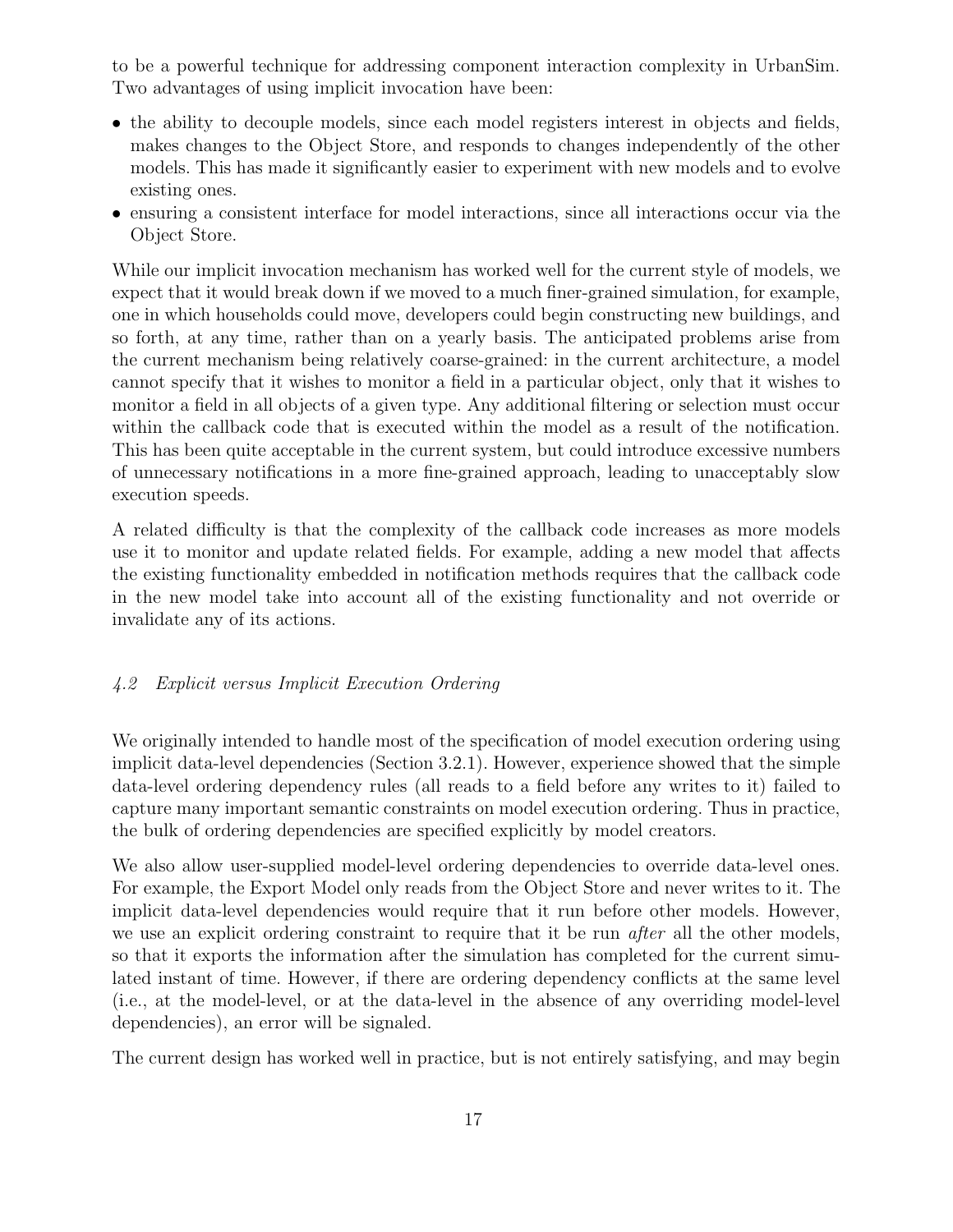to be a powerful technique for addressing component interaction complexity in UrbanSim. Two advantages of using implicit invocation have been:

- the ability to decouple models, since each model registers interest in objects and fields, makes changes to the Object Store, and responds to changes independently of the other models. This has made it significantly easier to experiment with new models and to evolve existing ones.
- ensuring a consistent interface for model interactions, since all interactions occur via the Object Store.

While our implicit invocation mechanism has worked well for the current style of models, we expect that it would break down if we moved to a much finer-grained simulation, for example, one in which households could move, developers could begin constructing new buildings, and so forth, at any time, rather than on a yearly basis. The anticipated problems arise from the current mechanism being relatively coarse-grained: in the current architecture, a model cannot specify that it wishes to monitor a field in a particular object, only that it wishes to monitor a field in all objects of a given type. Any additional filtering or selection must occur within the callback code that is executed within the model as a result of the notification. This has been quite acceptable in the current system, but could introduce excessive numbers of unnecessary notifications in a more fine-grained approach, leading to unacceptably slow execution speeds.

A related difficulty is that the complexity of the callback code increases as more models use it to monitor and update related fields. For example, adding a new model that affects the existing functionality embedded in notification methods requires that the callback code in the new model take into account all of the existing functionality and not override or invalidate any of its actions.

### *4.2 Explicit versus Implicit Execution Ordering*

We originally intended to handle most of the specification of model execution ordering using implicit data-level dependencies (Section 3.2.1). However, experience showed that the simple data-level ordering dependency rules (all reads to a field before any writes to it) failed to capture many important semantic constraints on model execution ordering. Thus in practice, the bulk of ordering dependencies are specified explicitly by model creators.

We also allow user-supplied model-level ordering dependencies to override data-level ones. For example, the Export Model only reads from the Object Store and never writes to it. The implicit data-level dependencies would require that it run before other models. However, we use an explicit ordering constraint to require that it be run *after* all the other models, so that it exports the information after the simulation has completed for the current simulated instant of time. However, if there are ordering dependency conflicts at the same level (i.e., at the model-level, or at the data-level in the absence of any overriding model-level dependencies), an error will be signaled.

The current design has worked well in practice, but is not entirely satisfying, and may begin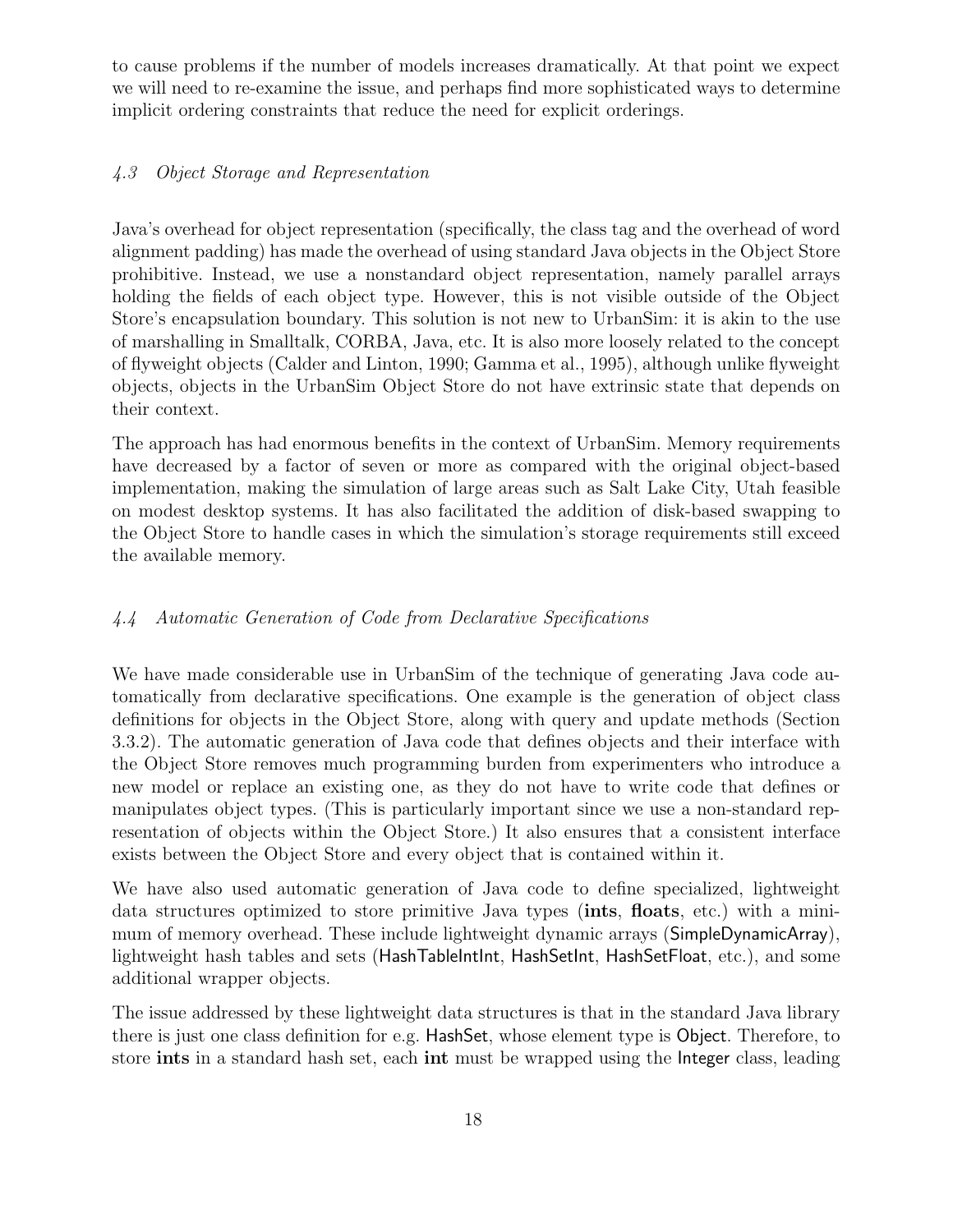to cause problems if the number of models increases dramatically. At that point we expect we will need to re-examine the issue, and perhaps find more sophisticated ways to determine implicit ordering constraints that reduce the need for explicit orderings.

### *4.3 Object Storage and Representation*

Java's overhead for object representation (specifically, the class tag and the overhead of word alignment padding) has made the overhead of using standard Java objects in the Object Store prohibitive. Instead, we use a nonstandard object representation, namely parallel arrays holding the fields of each object type. However, this is not visible outside of the Object Store's encapsulation boundary. This solution is not new to UrbanSim: it is akin to the use of marshalling in Smalltalk, CORBA, Java, etc. It is also more loosely related to the concept of flyweight objects (Calder and Linton, 1990; Gamma et al., 1995), although unlike flyweight objects, objects in the UrbanSim Object Store do not have extrinsic state that depends on their context.

The approach has had enormous benefits in the context of UrbanSim. Memory requirements have decreased by a factor of seven or more as compared with the original object-based implementation, making the simulation of large areas such as Salt Lake City, Utah feasible on modest desktop systems. It has also facilitated the addition of disk-based swapping to the Object Store to handle cases in which the simulation's storage requirements still exceed the available memory.

### *4.4 Automatic Generation of Code from Declarative Specifications*

We have made considerable use in UrbanSim of the technique of generating Java code automatically from declarative specifications. One example is the generation of object class definitions for objects in the Object Store, along with query and update methods (Section 3.3.2). The automatic generation of Java code that defines objects and their interface with the Object Store removes much programming burden from experimenters who introduce a new model or replace an existing one, as they do not have to write code that defines or manipulates object types. (This is particularly important since we use a non-standard representation of objects within the Object Store.) It also ensures that a consistent interface exists between the Object Store and every object that is contained within it.

We have also used automatic generation of Java code to define specialized, lightweight data structures optimized to store primitive Java types (**ints**, **floats**, etc.) with a minimum of memory overhead. These include lightweight dynamic arrays (SimpleDynamicArray), lightweight hash tables and sets (HashTableIntInt, HashSetInt, HashSetFloat, etc.), and some additional wrapper objects.

The issue addressed by these lightweight data structures is that in the standard Java library there is just one class definition for e.g. HashSet, whose element type is Object. Therefore, to store **ints** in a standard hash set, each **int** must be wrapped using the Integer class, leading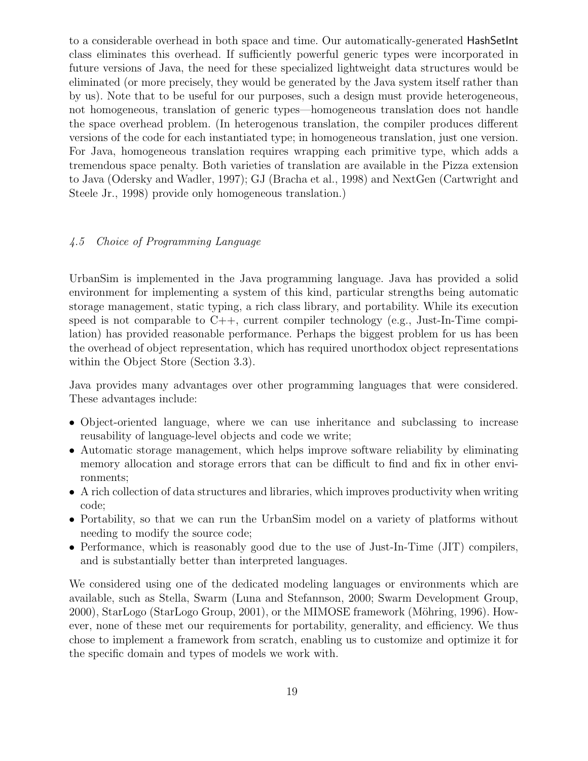to a considerable overhead in both space and time. Our automatically-generated HashSetInt class eliminates this overhead. If sufficiently powerful generic types were incorporated in future versions of Java, the need for these specialized lightweight data structures would be eliminated (or more precisely, they would be generated by the Java system itself rather than by us). Note that to be useful for our purposes, such a design must provide heterogeneous, not homogeneous, translation of generic types—homogeneous translation does not handle the space overhead problem. (In heterogenous translation, the compiler produces different versions of the code for each instantiated type; in homogeneous translation, just one version. For Java, homogeneous translation requires wrapping each primitive type, which adds a tremendous space penalty. Both varieties of translation are available in the Pizza extension to Java (Odersky and Wadler, 1997); GJ (Bracha et al., 1998) and NextGen (Cartwright and Steele Jr., 1998) provide only homogeneous translation.)

### *4.5 Choice of Programming Language*

UrbanSim is implemented in the Java programming language. Java has provided a solid environment for implementing a system of this kind, particular strengths being automatic storage management, static typing, a rich class library, and portability. While its execution speed is not comparable to C++, current compiler technology (e.g., Just-In-Time compilation) has provided reasonable performance. Perhaps the biggest problem for us has been the overhead of object representation, which has required unorthodox object representations within the Object Store (Section 3.3).

Java provides many advantages over other programming languages that were considered. These advantages include:

- Object-oriented language, where we can use inheritance and subclassing to increase reusability of language-level objects and code we write;
- Automatic storage management, which helps improve software reliability by eliminating memory allocation and storage errors that can be difficult to find and fix in other environments;
- A rich collection of data structures and libraries, which improves productivity when writing code;
- Portability, so that we can run the UrbanSim model on a variety of platforms without needing to modify the source code;
- Performance, which is reasonably good due to the use of Just-In-Time (JIT) compilers, and is substantially better than interpreted languages.

We considered using one of the dedicated modeling languages or environments which are available, such as Stella, Swarm (Luna and Stefannson, 2000; Swarm Development Group, 2000), StarLogo (StarLogo Group, 2001), or the MIMOSE framework (Möhring, 1996). However, none of these met our requirements for portability, generality, and efficiency. We thus chose to implement a framework from scratch, enabling us to customize and optimize it for the specific domain and types of models we work with.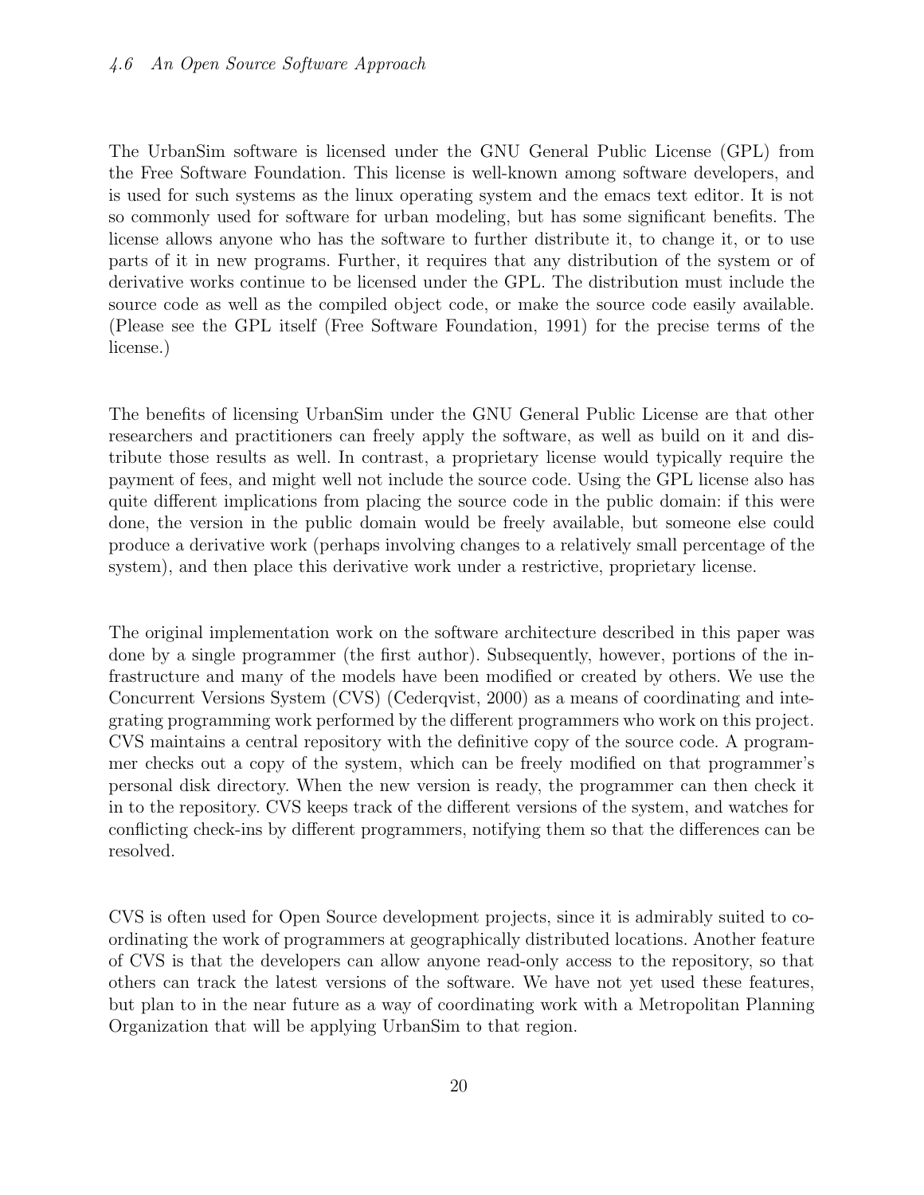### 4.6 An Open Source Software Approach

The UrbanSim software is licensed under the GNU General Public License (GPL) from the Free Software Foundation. This license is well-known among software developers, and is used for such systems as the linux operating system and the emacs text editor. It is not so commonly used for software for urban modeling, but has some significant benefits. The license allows anyone who has the software to further distribute it, to change it, or to use parts of it in new programs. Further, it requires that any distribution of the system or of derivative works continue to be licensed under the GPL. The distribution must include the source code as well as the compiled object code, or make the source code easily available. (Please see the GPL itself (Free Software Foundation, 1991) for the precise terms of the license.)

The benefits of licensing UrbanSim under the GNU General Public License are that other researchers and practitioners can freely apply the software, as well as build on it and distribute those results as well. In contrast, a proprietary license would typically require the payment of fees, and might well not include the source code. Using the GPL license also has quite different implications from placing the source code in the public domain: if this were done, the version in the public domain would be freely available, but someone else could produce a derivative work (perhaps involving changes to a relatively small percentage of the system), and then place this derivative work under a restrictive, proprietary license.

The original implementation work on the software architecture described in this paper was done by a single programmer (the first author). Subsequently, however, portions of the infrastructure and many of the models have been modified or created by others. We use the Concurrent Versions System (CVS) (Cederqvist, 2000) as a means of coordinating and integrating programming work performed by the different programmers who work on this project. CVS maintains a central repository with the definitive copy of the source code. A programmer checks out a copy of the system, which can be freely modified on that programmer's personal disk directory. When the new version is ready, the programmer can then check it in to the repository. CVS keeps track of the different versions of the system, and watches for conflicting check-ins by different programmers, notifying them so that the differences can be resolved.

CVS is often used for Open Source development projects, since it is admirably suited to coordinating the work of programmers at geographically distributed locations. Another feature of CVS is that the developers can allow anyone read-only access to the repository, so that others can track the latest versions of the software. We have not yet used these features, but plan to in the near future as a way of coordinating work with a Metropolitan Planning Organization that will be applying UrbanSim to that region.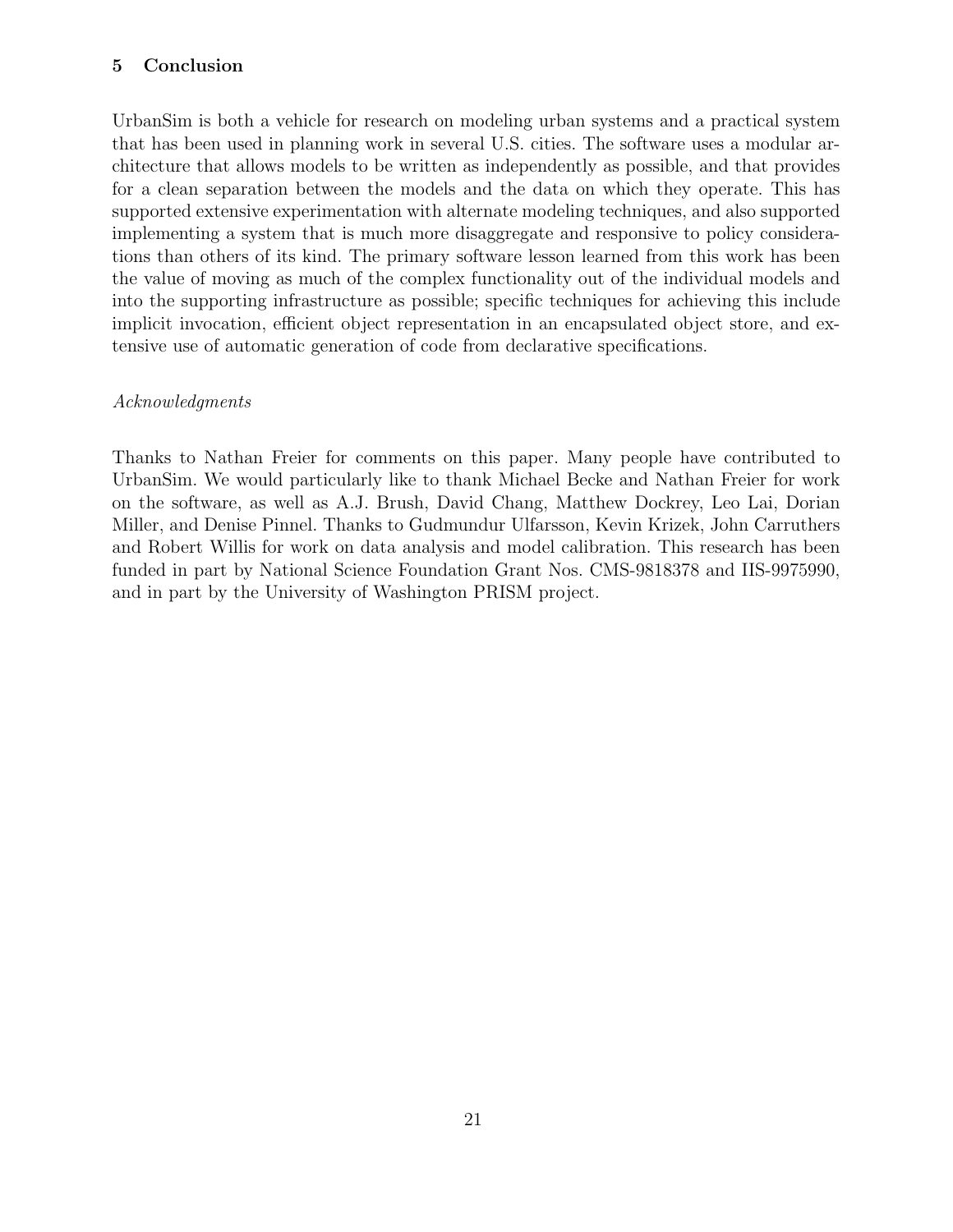## 5 Conclusion

UrbanSim is both a vehicle for research on modeling urban systems and a practical system that has been used in planning work in several U.S. cities. The software uses a modular architecture that allows models to be written as independently as possible, and that provides for a clean separation between the models and the data on which they operate. This has supported extensive experimentation with alternate modeling techniques, and also supported implementing a system that is much more disaggregate and responsive to policy considerations than others of its kind. The primary software lesson learned from this work has been the value of moving as much of the complex functionality out of the individual models and into the supporting infrastructure as possible; specific techniques for achieving this include implicit invocation, efficient object representation in an encapsulated object store, and extensive use of automatic generation of code from declarative specifications.

*Acknowledgments*

Thanks to Nathan Freier for comments on this paper. Many people have contributed to UrbanSim. We would particularly like to thank Michael Becke and Nathan Freier for work on the software, as well as A.J. Brush, David Chang, Matthew Dockrey, Leo Lai, Dorian Miller, and Denise Pinnel. Thanks to Gudmundur Ulfarsson, Kevin Krizek, John Carruthers and Robert Willis for work on data analysis and model calibration. This research has been funded in part by National Science Foundation Grant Nos. CMS-9818378 and IIS-9975990, and in part by the University of Washington PRISM project.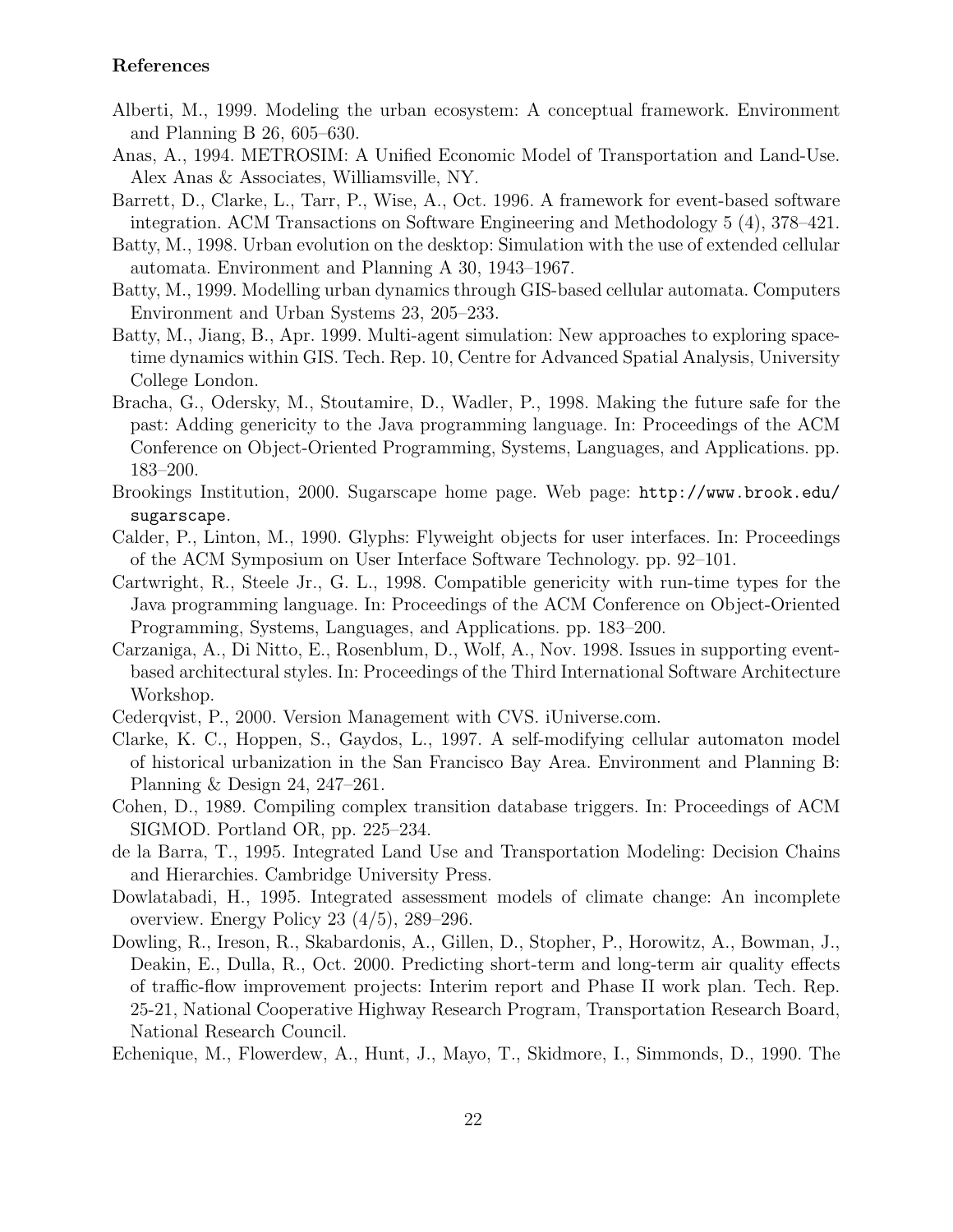## References

Alberti, M., 1999. Modeling the urban ecosystem: A conceptual framework. Environment and Planning B 26, 605–630.

Anas, A., 1994. METROSIM: A Unified Economic Model of Transportation and Land-Use. Alex Anas & Associates, Williamsville, NY.

Barrett, D., Clarke, L., Tarr, P., Wise, A., Oct. 1996. A framework for event-based software integration. ACM Transactions on Software Engineering and Methodology 5 (4), 378–421.

Batty, M., 1998. Urban evolution on the desktop: Simulation with the use of extended cellular automata. Environment and Planning A 30, 1943–1967.

Batty, M., 1999. Modelling urban dynamics through GIS-based cellular automata. Computers Environment and Urban Systems 23, 205–233.

Batty, M., Jiang, B., Apr. 1999. Multi-agent simulation: New approaches to exploring space-time dynamics within GIS. Tech. Rep. 10, Centre for Advanced Spatial Analysis, University College London.

Bracha, G., Odersky, M., Stoutamire, D., Wadler, P., 1998. Making the future safe for the past: Adding genericity to the Java programming language. In: Proceedings of the ACM Conference on Object-Oriented Programming, Systems, Languages, and Applications. pp. 183–200.

Brookings Institution, 2000. Sugarscape home page. Web page: `http://www.brook.edu/sugarscape`.

Calder, P., Linton, M., 1990. Glyphs: Flyweight objects for user interfaces. In: Proceedings of the ACM Symposium on User Interface Software Technology. pp. 92–101.

Cartwright, R., Steele Jr., G. L., 1998. Compatible genericity with run-time types for the Java programming language. In: Proceedings of the ACM Conference on Object-Oriented Programming, Systems, Languages, and Applications. pp. 183–200.

Carzaniga, A., Di Nitto, E., Rosenblum, D., Wolf, A., Nov. 1998. Issues in supporting event-based architectural styles. In: Proceedings of the Third International Software Architecture Workshop.

Cederqvist, P., 2000. Version Management with CVS. iUniverse.com.

Clarke, K. C., Hoppen, S., Gaydos, L., 1997. A self-modifying cellular automaton model of historical urbanization in the San Francisco Bay Area. Environment and Planning B: Planning & Design 24, 247–261.

Cohen, D., 1989. Compiling complex transition database triggers. In: Proceedings of ACM SIGMOD. Portland OR, pp. 225–234.

de la Barra, T., 1995. Integrated Land Use and Transportation Modeling: Decision Chains and Hierarchies. Cambridge University Press.

Dowlatabadi, H., 1995. Integrated assessment models of climate change: An incomplete overview. Energy Policy 23 (4/5), 289–296.

Dowling, R., Ireson, R., Skabardonis, A., Gillen, D., Stopher, P., Horowitz, A., Bowman, J., Deakin, E., Dulla, R., Oct. 2000. Predicting short-term and long-term air quality effects of traffic-flow improvement projects: Interim report and Phase II work plan. Tech. Rep. 25-21, National Cooperative Highway Research Program, Transportation Research Board, National Research Council.

Echenique, M., Flowerdew, A., Hunt, J., Mayo, T., Skidmore, I., Simmonds, D., 1990. The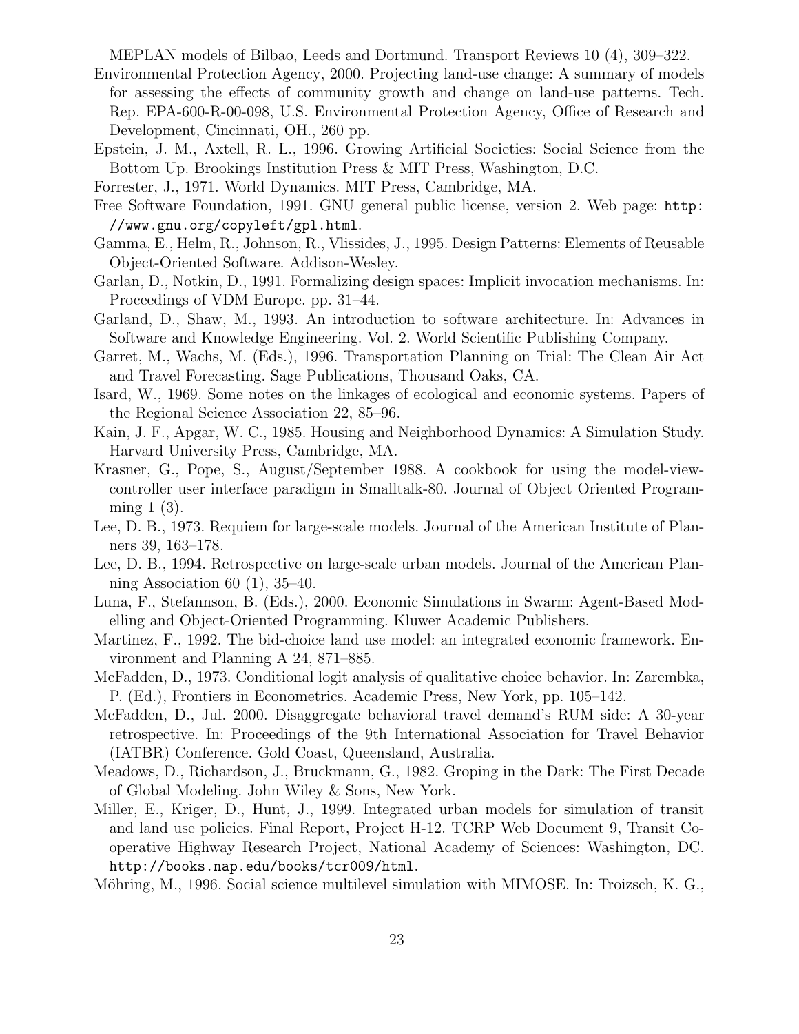MEPLAN models of Bilbao, Leeds and Dortmund. Transport Reviews 10 (4), 309–322.

Environmental Protection Agency, 2000. Projecting land-use change: A summary of models for assessing the effects of community growth and change on land-use patterns. Tech. Rep. EPA-600-R-00-098, U.S. Environmental Protection Agency, Office of Research and Development, Cincinnati, OH., 260 pp.

Epstein, J. M., Axtell, R. L., 1996. Growing Artificial Societies: Social Science from the Bottom Up. Brookings Institution Press & MIT Press, Washington, D.C.

Forrester, J., 1971. World Dynamics. MIT Press, Cambridge, MA.

Free Software Foundation, 1991. GNU general public license, version 2. Web page: `http://www.gnu.org/copyleft/gpl.html`.

Gamma, E., Helm, R., Johnson, R., Vlissides, J., 1995. Design Patterns: Elements of Reusable Object-Oriented Software. Addison-Wesley.

Garlan, D., Notkin, D., 1991. Formalizing design spaces: Implicit invocation mechanisms. In: Proceedings of VDM Europe. pp. 31–44.

Garland, D., Shaw, M., 1993. An introduction to software architecture. In: Advances in Software and Knowledge Engineering. Vol. 2. World Scientific Publishing Company.

Garret, M., Wachs, M. (Eds.), 1996. Transportation Planning on Trial: The Clean Air Act and Travel Forecasting. Sage Publications, Thousand Oaks, CA.

Isard, W., 1969. Some notes on the linkages of ecological and economic systems. Papers of the Regional Science Association 22, 85–96.

Kain, J. F., Apgar, W. C., 1985. Housing and Neighborhood Dynamics: A Simulation Study. Harvard University Press, Cambridge, MA.

Krasner, G., Pope, S., August/September 1988. A cookbook for using the model-view-controller user interface paradigm in Smalltalk-80. Journal of Object Oriented Programming 1 (3).

Lee, D. B., 1973. Requiem for large-scale models. Journal of the American Institute of Planners 39, 163–178.

Lee, D. B., 1994. Retrospective on large-scale urban models. Journal of the American Planning Association 60 (1), 35–40.

Luna, F., Stefannson, B. (Eds.), 2000. Economic Simulations in Swarm: Agent-Based Modelling and Object-Oriented Programming. Kluwer Academic Publishers.

Martinez, F., 1992. The bid-choice land use model: an integrated economic framework. Environment and Planning A 24, 871–885.

McFadden, D., 1973. Conditional logit analysis of qualitative choice behavior. In: Zarembka, P. (Ed.), Frontiers in Econometrics. Academic Press, New York, pp. 105–142.

McFadden, D., Jul. 2000. Disaggregate behavioral travel demand's RUM side: A 30-year retrospective. In: Proceedings of the 9th International Association for Travel Behavior (IATBR) Conference. Gold Coast, Queensland, Australia.

Meadows, D., Richardson, J., Bruckmann, G., 1982. Groping in the Dark: The First Decade of Global Modeling. John Wiley & Sons, New York.

Miller, E., Kriger, D., Hunt, J., 1999. Integrated urban models for simulation of transit and land use policies. Final Report, Project H-12. TCRP Web Document 9, Transit Cooperative Highway Research Project, National Academy of Sciences: Washington, DC. `http://books.nap.edu/books/tcr009/html`.

Möhring, M., 1996. Social science multilevel simulation with MIMOSE. In: Troizsch, K. G.,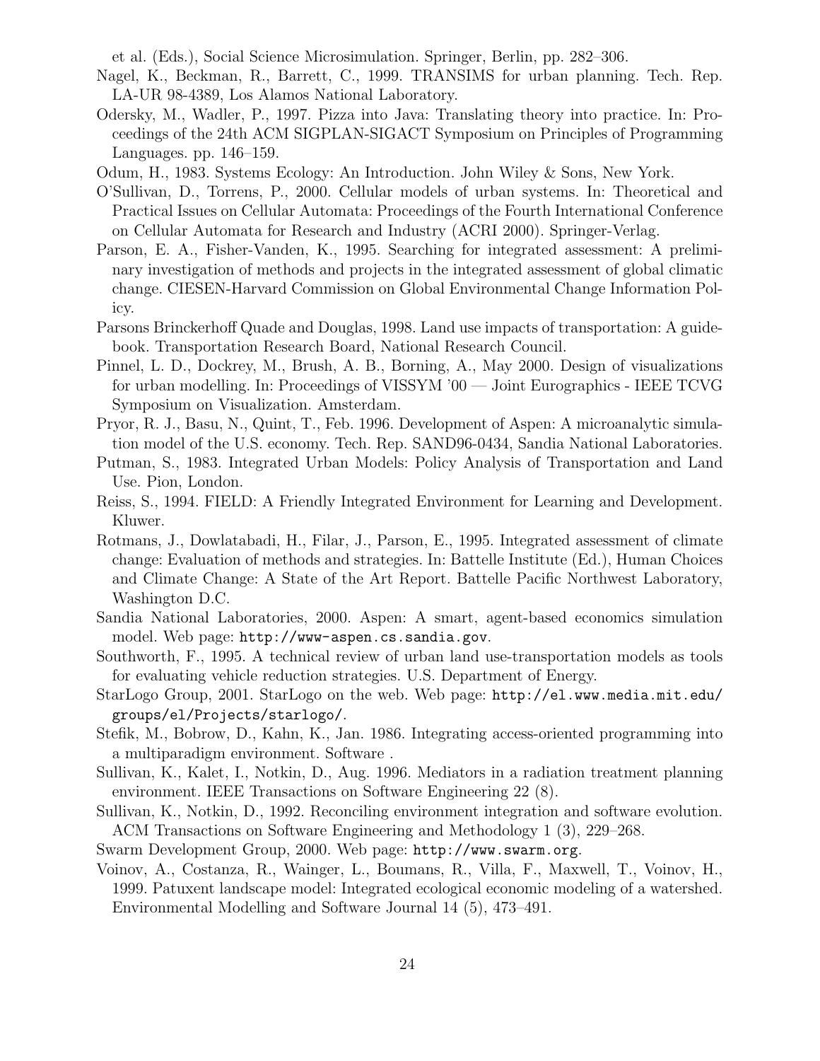et al. (Eds.), Social Science Microsimulation. Springer, Berlin, pp. 282–306.

Nagel, K., Beckman, R., Barrett, C., 1999. TRANSIMS for urban planning. Tech. Rep. LA-UR 98-4389, Los Alamos National Laboratory.

Odersky, M., Wadler, P., 1997. Pizza into Java: Translating theory into practice. In: Proceedings of the 24th ACM SIGPLAN-SIGACT Symposium on Principles of Programming Languages. pp. 146–159.

Odum, H., 1983. Systems Ecology: An Introduction. John Wiley & Sons, New York.

O'Sullivan, D., Torrens, P., 2000. Cellular models of urban systems. In: Theoretical and Practical Issues on Cellular Automata: Proceedings of the Fourth International Conference on Cellular Automata for Research and Industry (ACRI 2000). Springer-Verlag.

Parson, E. A., Fisher-Vanden, K., 1995. Searching for integrated assessment: A preliminary investigation of methods and projects in the integrated assessment of global climatic change. CIESEN-Harvard Commission on Global Environmental Change Information Policy.

Parsons Brinckerhoff Quade and Douglas, 1998. Land use impacts of transportation: A guidebook. Transportation Research Board, National Research Council.

Pinnel, L. D., Dockrey, M., Brush, A. B., Borning, A., May 2000. Design of visualizations for urban modelling. In: Proceedings of VISSYM '00 — Joint Eurographics - IEEE TCVG Symposium on Visualization. Amsterdam.

Pryor, R. J., Basu, N., Quint, T., Feb. 1996. Development of Aspen: A microanalytic simulation model of the U.S. economy. Tech. Rep. SAND96-0434, Sandia National Laboratories.

Putman, S., 1983. Integrated Urban Models: Policy Analysis of Transportation and Land Use. Pion, London.

Reiss, S., 1994. FIELD: A Friendly Integrated Environment for Learning and Development. Kluwer.

Rotmans, J., Dowlatabadi, H., Filar, J., Parson, E., 1995. Integrated assessment of climate change: Evaluation of methods and strategies. In: Battelle Institute (Ed.), Human Choices and Climate Change: A State of the Art Report. Battelle Pacific Northwest Laboratory, Washington D.C.

Sandia National Laboratories, 2000. Aspen: A smart, agent-based economics simulation model. Web page: http://www-aspen.cs.sandia.gov.

Southworth, F., 1995. A technical review of urban land use-transportation models as tools for evaluating vehicle reduction strategies. U.S. Department of Energy.

StarLogo Group, 2001. StarLogo on the web. Web page: http://el.www.media.mit.edu/groups/el/Projects/starlogo/.

Stefik, M., Bobrow, D., Kahn, K., Jan. 1986. Integrating access-oriented programming into a multiparadigm environment. Software .

Sullivan, K., Kalet, I., Notkin, D., Aug. 1996. Mediators in a radiation treatment planning environment. IEEE Transactions on Software Engineering 22 (8).

Sullivan, K., Notkin, D., 1992. Reconciling environment integration and software evolution. ACM Transactions on Software Engineering and Methodology 1 (3), 229–268.

Swarm Development Group, 2000. Web page: http://www.swarm.org.

Voinov, A., Costanza, R., Wainger, L., Boumans, R., Villa, F., Maxwell, T., Voinov, H., 1999. Patuxent landscape model: Integrated ecological economic modeling of a watershed. Environmental Modelling and Software Journal 14 (5), 473–491.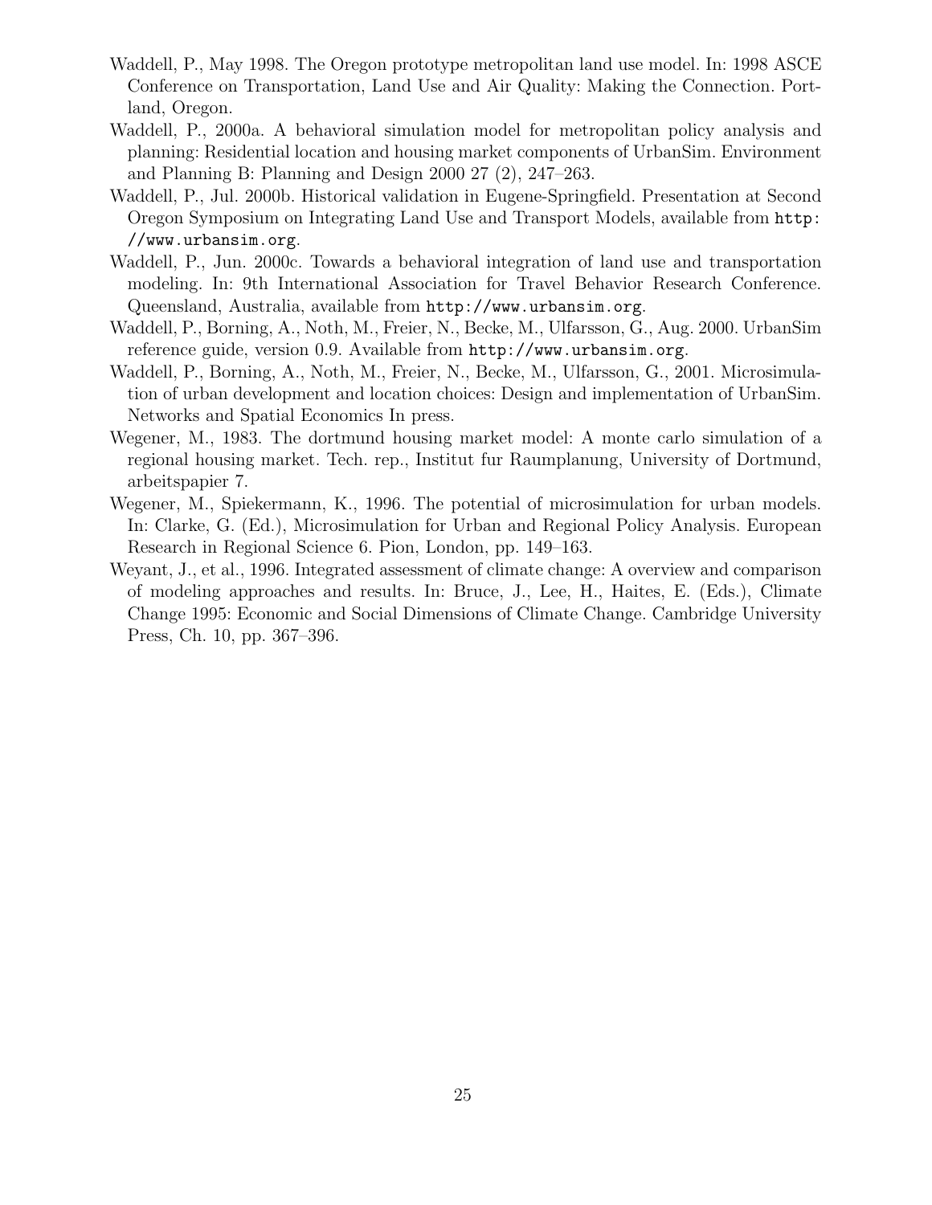Waddell, P., May 1998. The Oregon prototype metropolitan land use model. In: 1998 ASCE Conference on Transportation, Land Use and Air Quality: Making the Connection. Portland, Oregon.

Waddell, P., 2000a. A behavioral simulation model for metropolitan policy analysis and planning: Residential location and housing market components of UrbanSim. Environment and Planning B: Planning and Design 2000 27 (2), 247–263.

Waddell, P., Jul. 2000b. Historical validation in Eugene-Springfield. Presentation at Second Oregon Symposium on Integrating Land Use and Transport Models, available from http://www.urbansim.org.

Waddell, P., Jun. 2000c. Towards a behavioral integration of land use and transportation modeling. In: 9th International Association for Travel Behavior Research Conference. Queensland, Australia, available from http://www.urbansim.org.

Waddell, P., Borning, A., Noth, M., Freier, N., Becke, M., Ulfarsson, G., Aug. 2000. UrbanSim reference guide, version 0.9. Available from http://www.urbansim.org.

Waddell, P., Borning, A., Noth, M., Freier, N., Becke, M., Ulfarsson, G., 2001. Microsimulation of urban development and location choices: Design and implementation of UrbanSim. Networks and Spatial Economics In press.

Wegener, M., 1983. The dortmund housing market model: A monte carlo simulation of a regional housing market. Tech. rep., Institut fur Raumplanung, University of Dortmund, arbeitspapier 7.

Wegener, M., Spiekermann, K., 1996. The potential of microsimulation for urban models. In: Clarke, G. (Ed.), Microsimulation for Urban and Regional Policy Analysis. European Research in Regional Science 6. Pion, London, pp. 149–163.

Weyant, J., et al., 1996. Integrated assessment of climate change: A overview and comparison of modeling approaches and results. In: Bruce, J., Lee, H., Haites, E. (Eds.), Climate Change 1995: Economic and Social Dimensions of Climate Change. Cambridge University Press, Ch. 10, pp. 367–396.